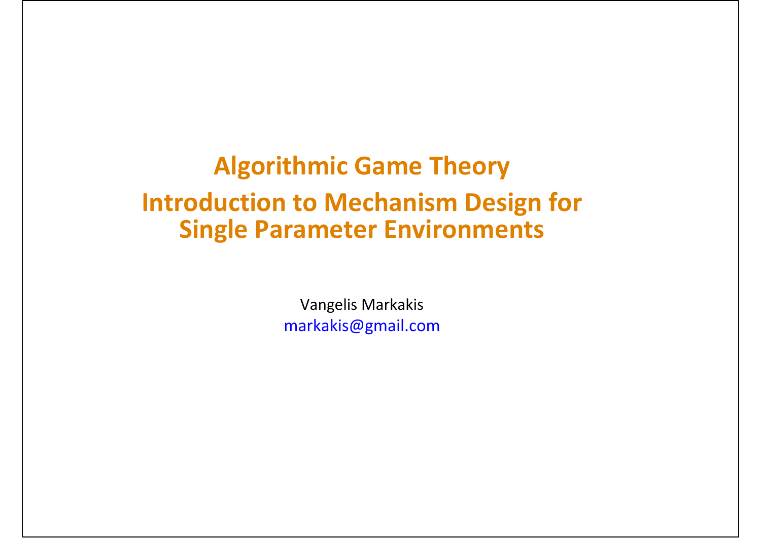# Algorithmic Game Theory

## Introduction to Mechanism Design for Single Parameter Environments

Vangelis Markakis

markakis@gmail.com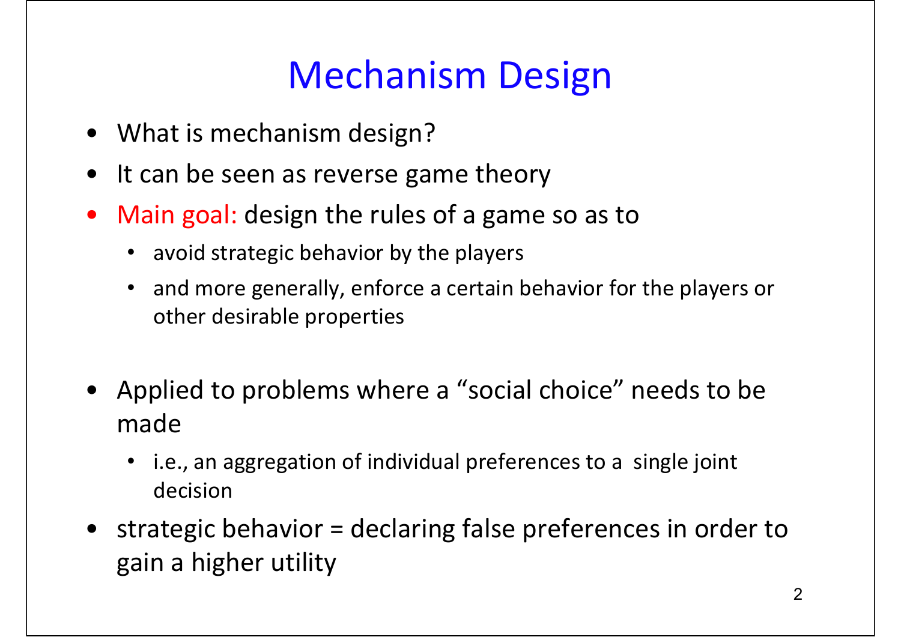# Mechanism Design

- What is mechanism design?
- It can be seen as reverse game theory
- Main goal: design the rules of a game so as to
  - avoid strategic behavior by the players
  - and more generally, enforce a certain behavior for the players or other desirable properties
- Applied to problems where a "social choice" needs to be made
  - i.e., an aggregation of individual preferences to a single joint decision
- strategic behavior = declaring false preferences in order to gain a higher utility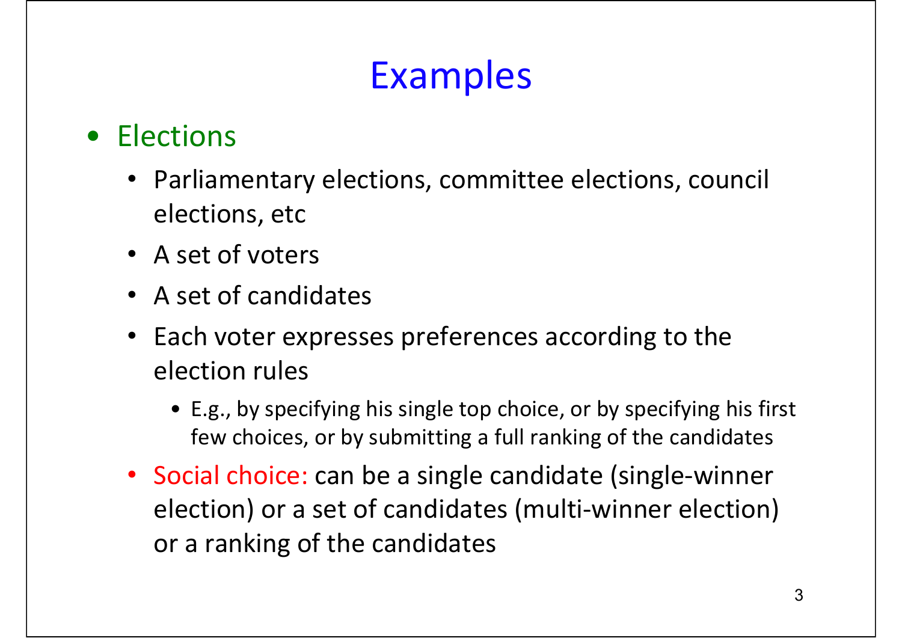# Examples

- Elections
  - Parliamentary elections, committee elections, council elections, etc
  - A set of voters
  - A set of candidates
  - Each voter expresses preferences according to the election rules
    - E.g., by specifying his single top choice, or by specifying his first few choices, or by submitting a full ranking of the candidates
  - Social choice: can be a single candidate (single-winner election) or a set of candidates (multi-winner election) or a ranking of the candidates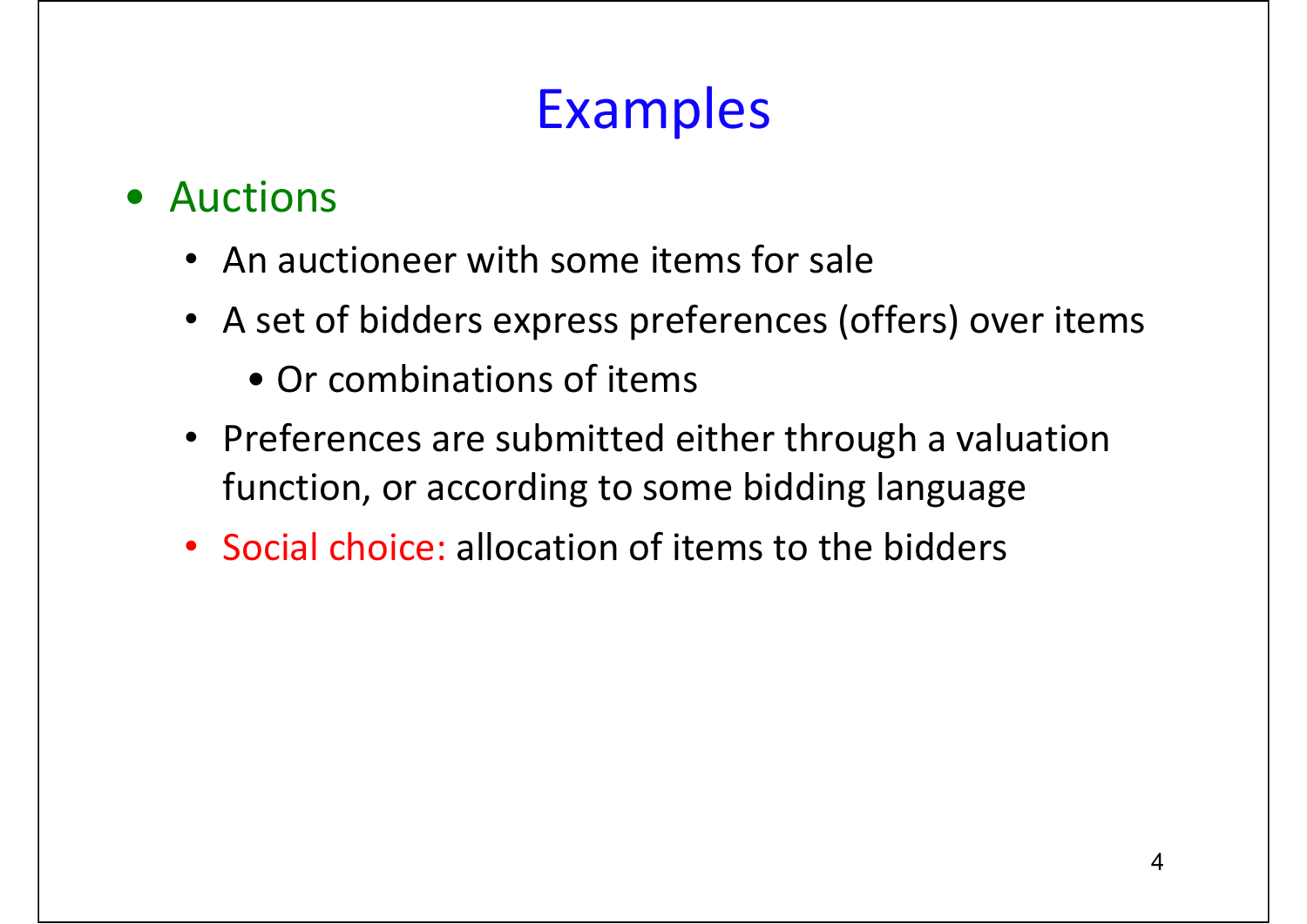# Examples

- Auctions
  - An auctioneer with some items for sale
  - A set of bidders express preferences (offers) over items
    - Or combinations of items
  - Preferences are submitted either through a valuation function, or according to some bidding language
  - Social choice: allocation of items to the bidders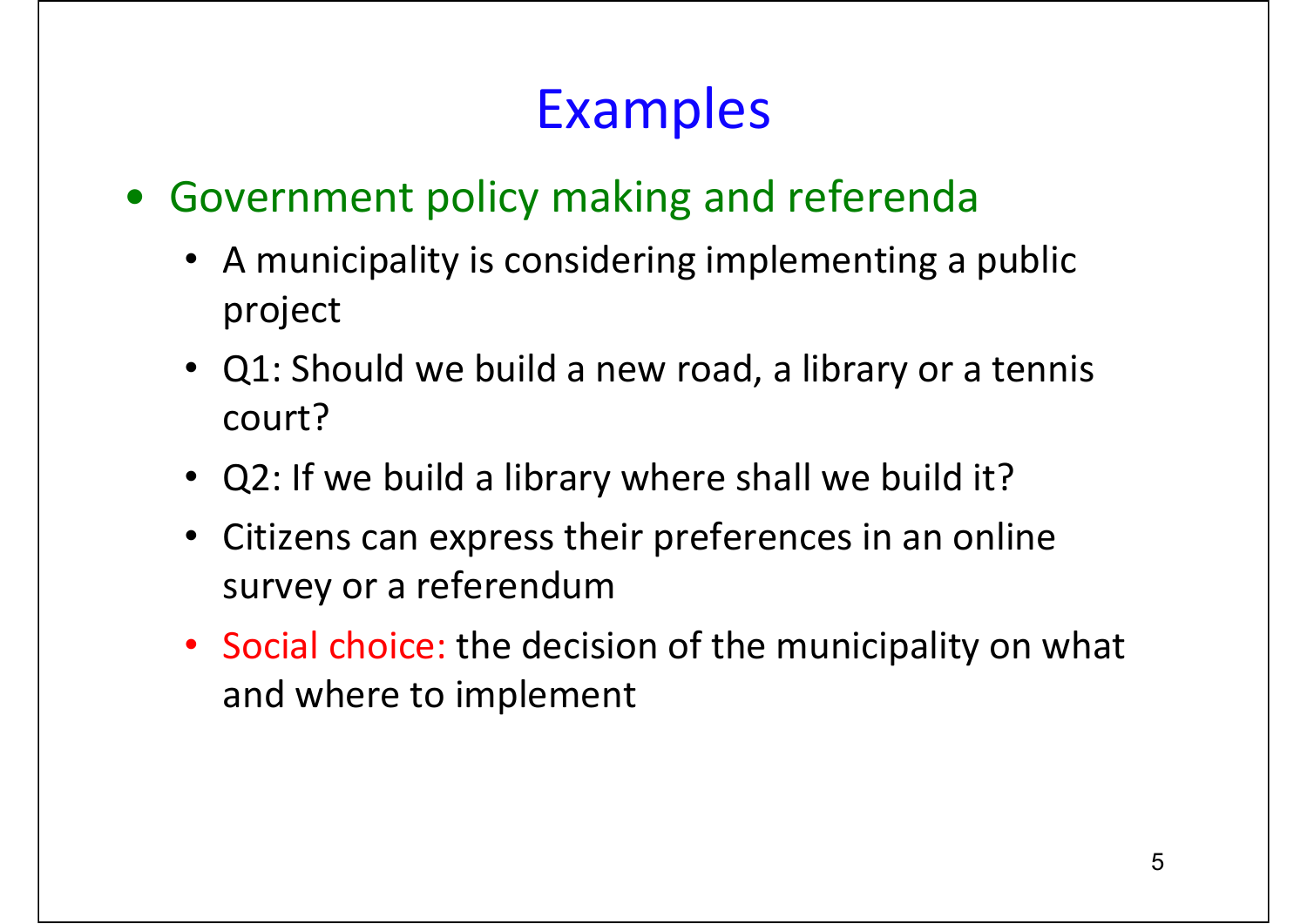# Examples

- Government policy making and referenda
  - A municipality is considering implementing a public project
  - Q1: Should we build a new road, a library or a tennis court?
  - Q2: If we build a library where shall we build it?
  - Citizens can express their preferences in an online survey or a referendum
  - Social choice: the decision of the municipality on what and where to implement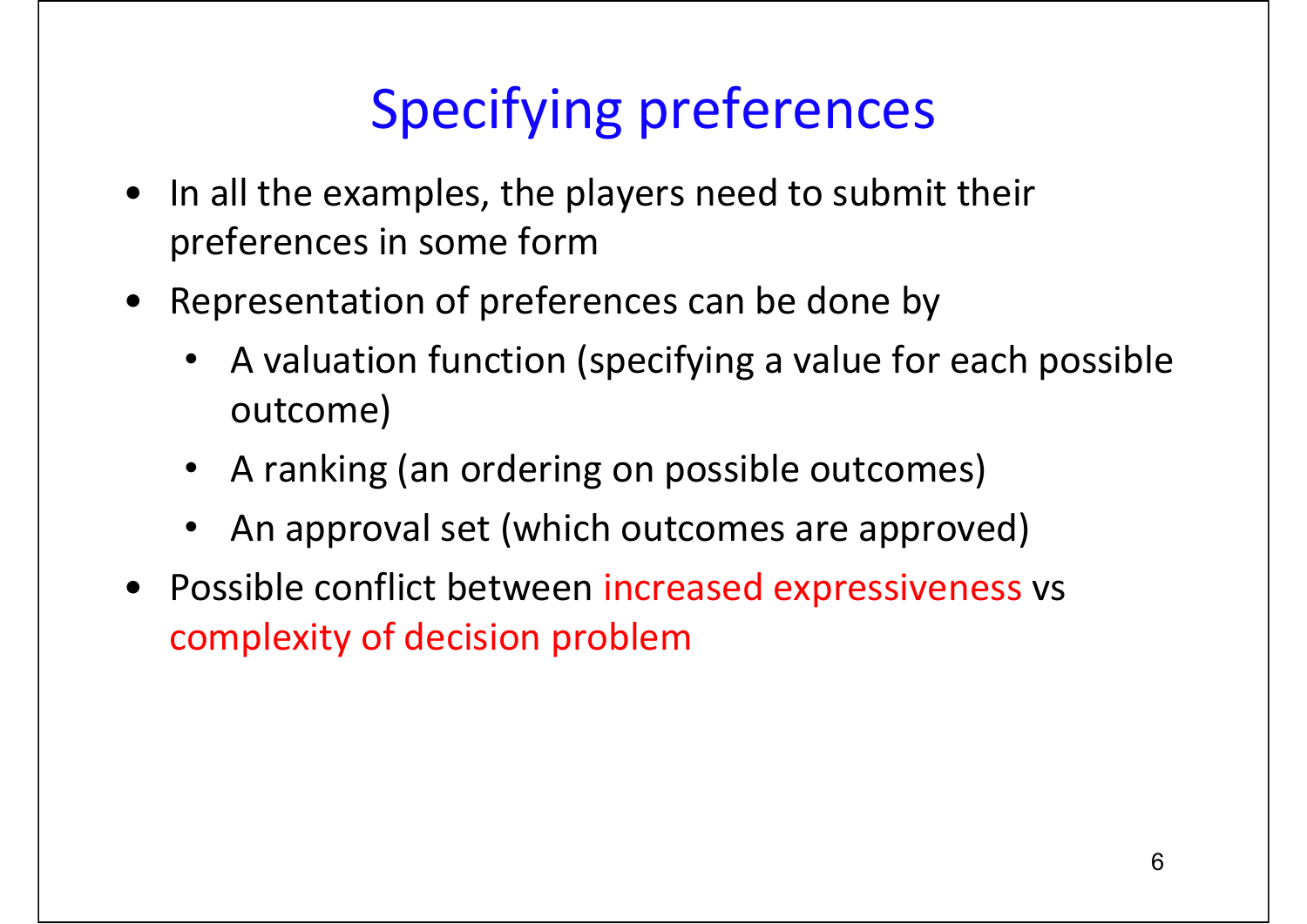# Specifying preferences

- In all the examples, the players need to submit their preferences in some form
- Representation of preferences can be done by
  - A valuation function (specifying a value for each possible outcome)
  - A ranking (an ordering on possible outcomes)
  - An approval set (which outcomes are approved)
- Possible conflict between increased expressiveness vs complexity of decision problem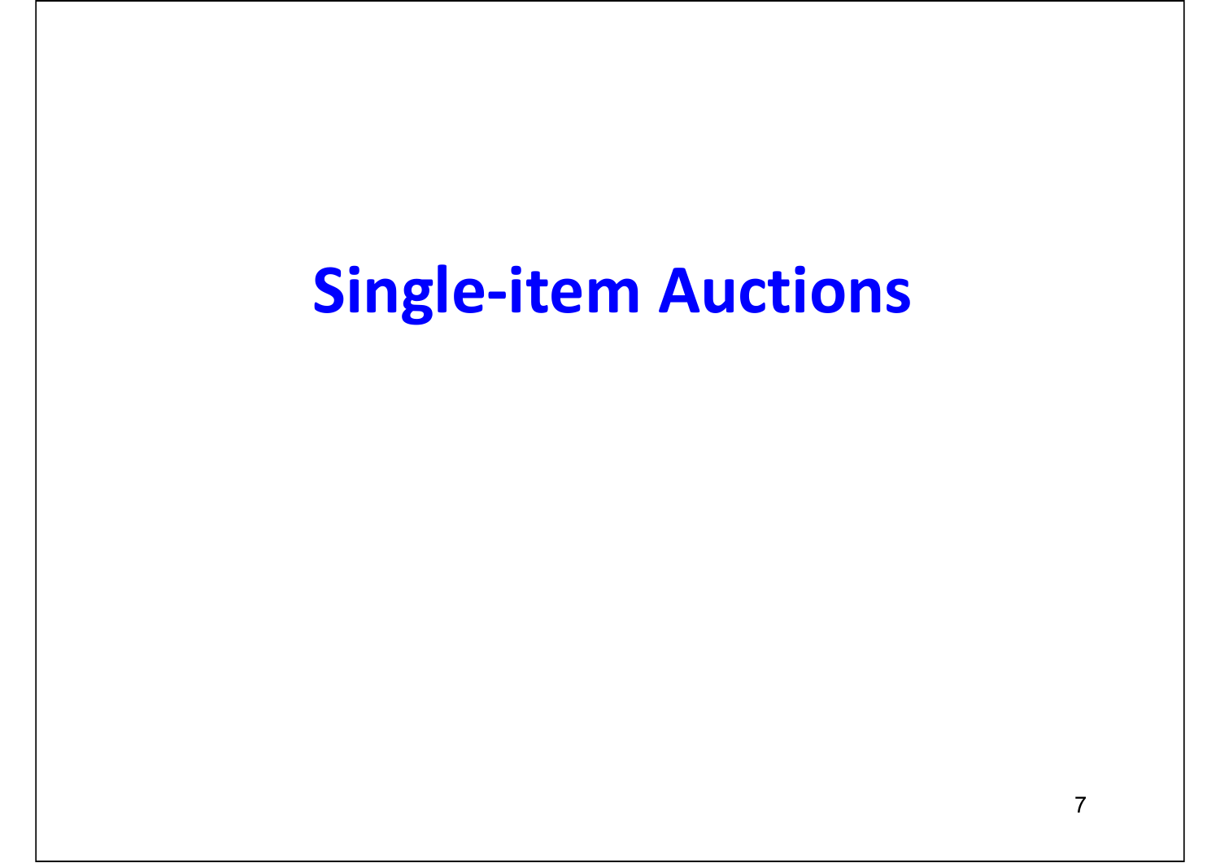# Single-item Auctions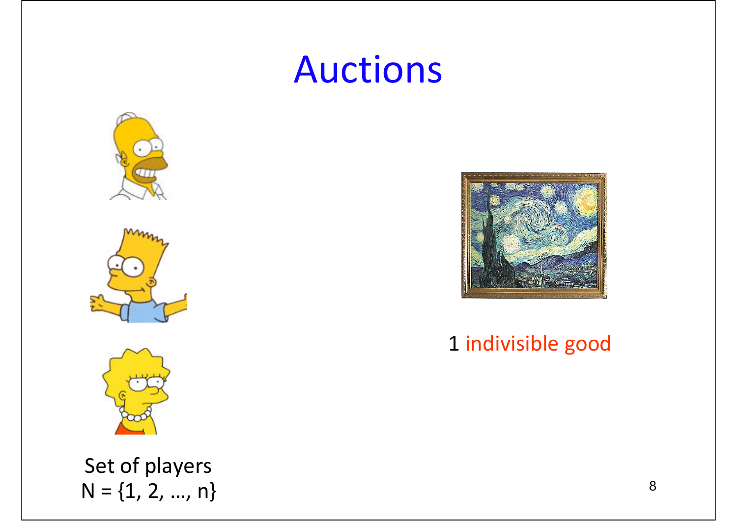# Auctions

1 indivisible good

Set of players
$N = \{1, 2, \ldots, n\}$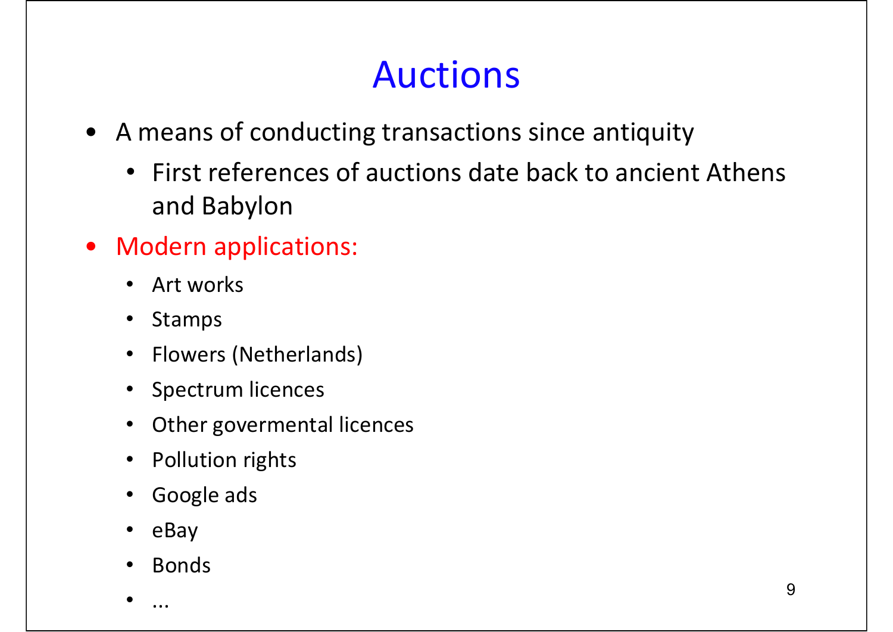# Auctions

- A means of conducting transactions since antiquity
  - First references of auctions date back to ancient Athens and Babylon
- Modern applications:
  - Art works
  - Stamps
  - Flowers (Netherlands)
  - Spectrum licences
  - Other govermental licences
  - Pollution rights
  - Google ads
  - eBay
  - Bonds
  - ...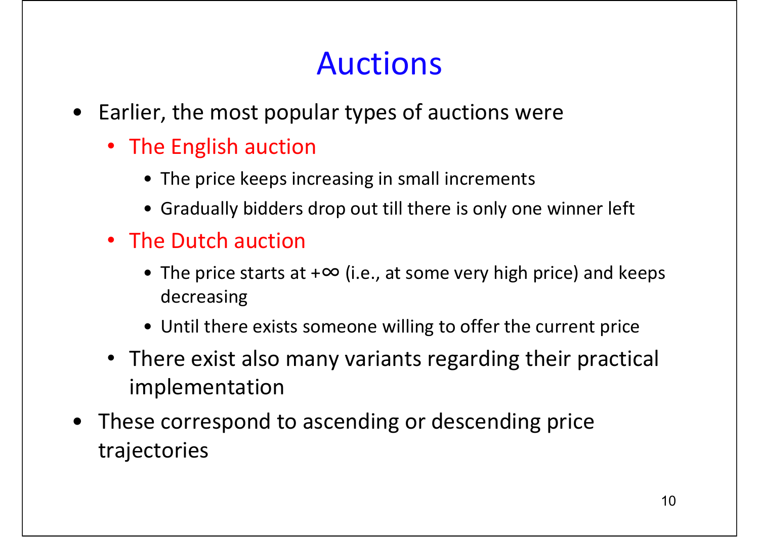# Auctions

- Earlier, the most popular types of auctions were
  - The English auction
    - The price keeps increasing in small increments
    - Gradually bidders drop out till there is only one winner left
  - The Dutch auction
    - The price starts at $+\infty$ (i.e., at some very high price) and keeps decreasing
    - Until there exists someone willing to offer the current price
  - There exist also many variants regarding their practical implementation
- These correspond to ascending or descending price trajectories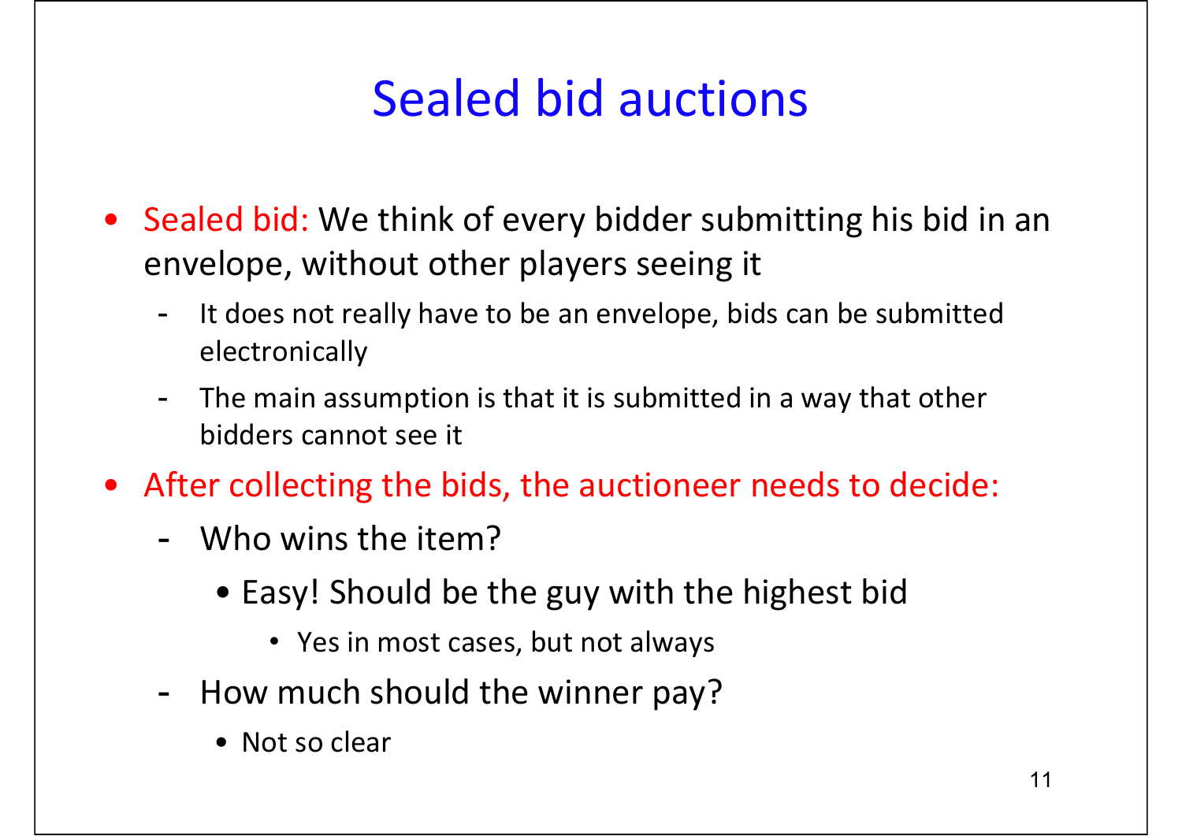# Sealed bid auctions

- **Sealed bid:** We think of every bidder submitting his bid in an envelope, without other players seeing it
  - It does not really have to be an envelope, bids can be submitted electronically
  - The main assumption is that it is submitted in a way that other bidders cannot see it
- **After collecting the bids, the auctioneer needs to decide:**
  - Who wins the item?
    - Easy! Should be the guy with the highest bid
      - Yes in most cases, but not always
  - How much should the winner pay?
    - Not so clear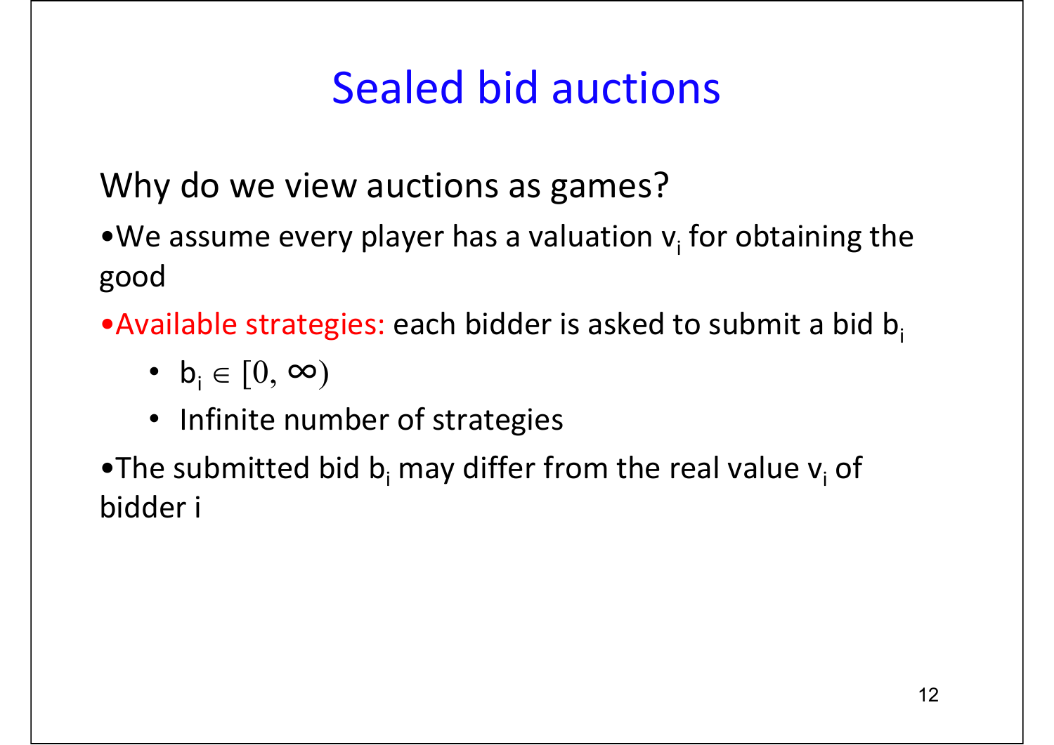# Sealed bid auctions

Why do we view auctions as games?

- We assume every player has a valuation $v_i$ for obtaining the good
- Available strategies: each bidder is asked to submit a bid $b_i$
  - $b_i \in [0, \infty)$
  - Infinite number of strategies
- The submitted bid $b_i$ may differ from the real value $v_i$ of bidder i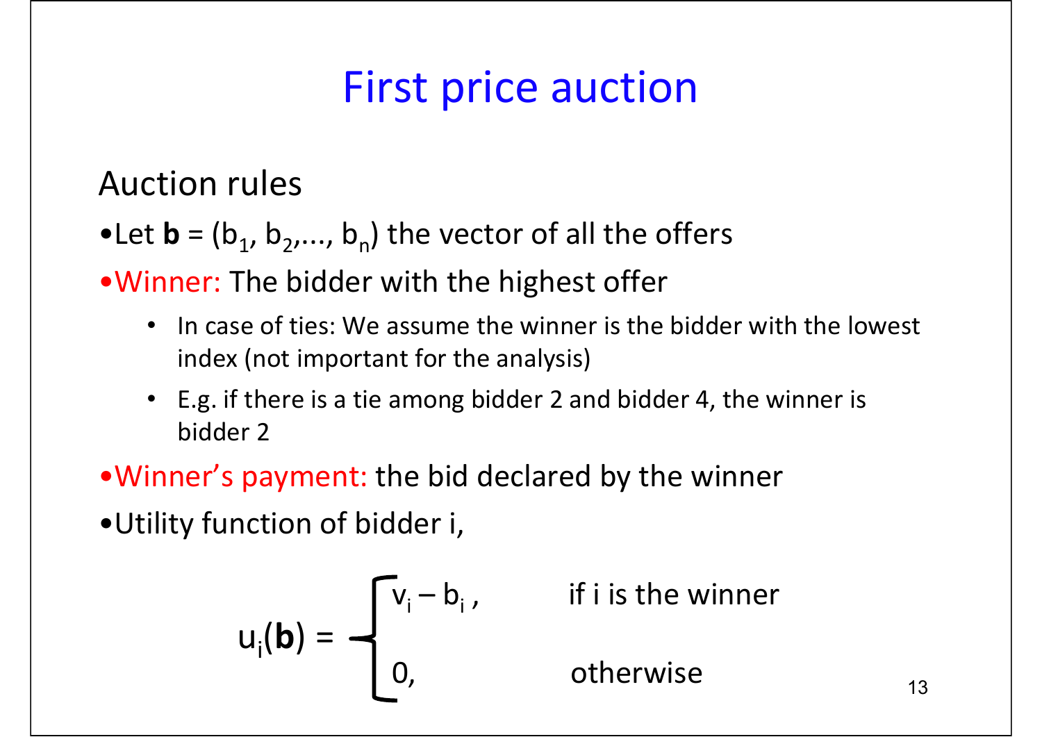# First price auction

## Auction rules

- Let $\mathbf{b} = (b_1, b_2, \dots, b_n)$ the vector of all the offers
- Winner: The bidder with the highest offer
  - In case of ties: We assume the winner is the bidder with the lowest index (not important for the analysis)
  - E.g. if there is a tie among bidder 2 and bidder 4, the winner is bidder 2
- Winner's payment: the bid declared by the winner
- Utility function of bidder i,

$$u_i(\mathbf{b}) = \begin{cases} v_i - b_i, & \text{if i is the winner} \\ 0, & \text{otherwise} \end{cases}$$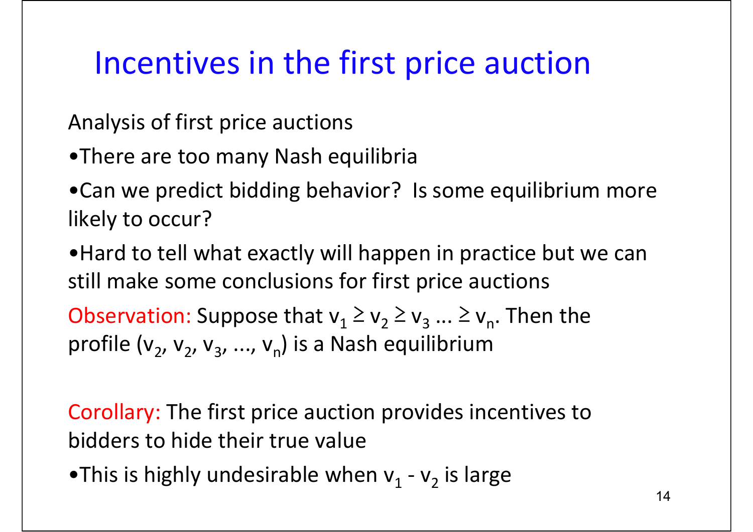# Incentives in the first price auction

Analysis of first price auctions

- There are too many Nash equilibria
- Can we predict bidding behavior? Is some equilibrium more likely to occur?
- Hard to tell what exactly will happen in practice but we can still make some conclusions for first price auctions

Observation: Suppose that $v_1 \geq v_2 \geq v_3 \ldots \geq v_n$. Then the profile $(v_2, v_2, v_3, \ldots, v_n)$ is a Nash equilibrium

Corollary: The first price auction provides incentives to bidders to hide their true value

- This is highly undesirable when $v_1 - v_2$ is large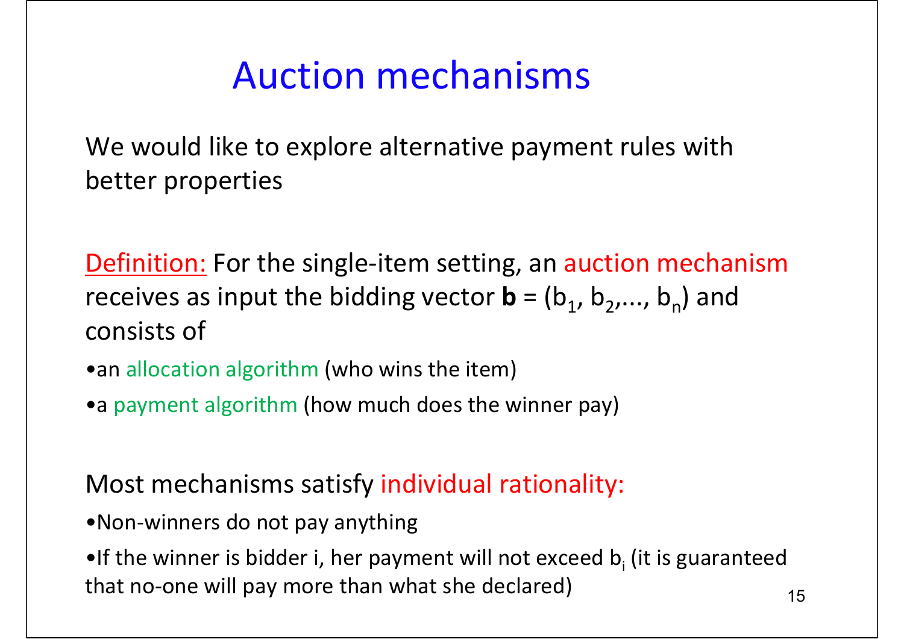# Auction mechanisms

We would like to explore alternative payment rules with better properties

Definition: For the single-item setting, an auction mechanism receives as input the bidding vector **b** = $(b_1, b_2, \ldots, b_n)$ and consists of

- an allocation algorithm (who wins the item)
- a payment algorithm (how much does the winner pay)

Most mechanisms satisfy individual rationality:

- Non-winners do not pay anything
- If the winner is bidder i, her payment will not exceed $b_i$ (it is guaranteed that no-one will pay more than what she declared)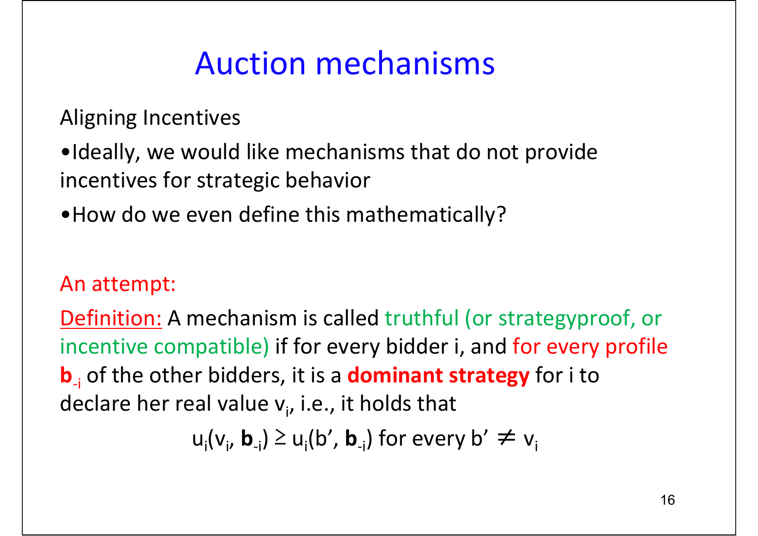# Auction mechanisms

Aligning Incentives

- Ideally, we would like mechanisms that do not provide incentives for strategic behavior
- How do we even define this mathematically?

An attempt:

Definition: A mechanism is called truthful (or strategyproof, or incentive compatible) if for every bidder i, and for every profile $\mathbf{b}_{-i}$ of the other bidders, it is a **dominant strategy** for i to declare her real value $v_i$, i.e., it holds that

$$u_i(v_i, \mathbf{b}_{-i}) \geq u_i(b', \mathbf{b}_{-i}) \text{ for every } b' \neq v_i$$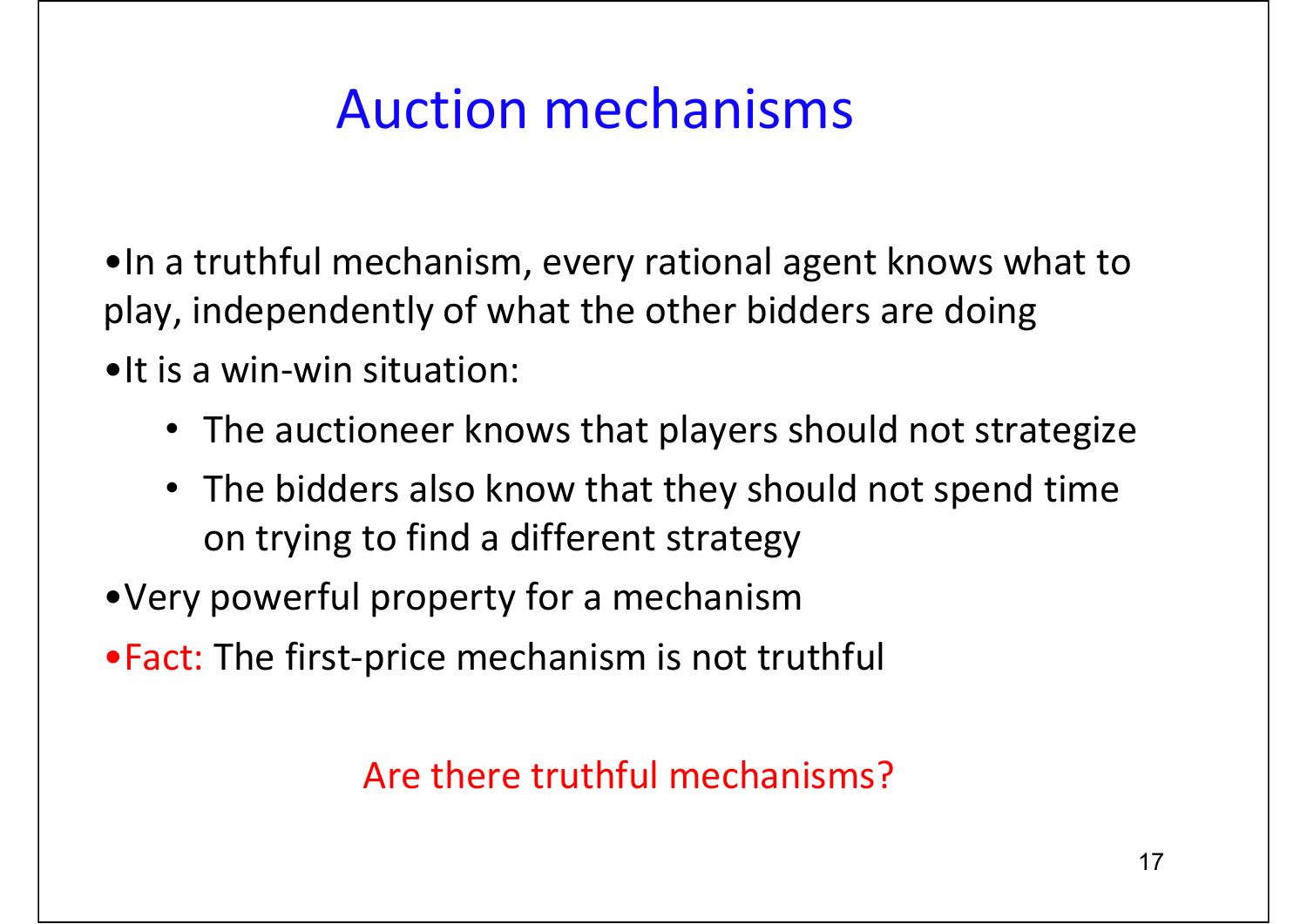# Auction mechanisms

- In a truthful mechanism, every rational agent knows what to play, independently of what the other bidders are doing
- It is a win-win situation:
  - The auctioneer knows that players should not strategize
  - The bidders also know that they should not spend time on trying to find a different strategy
- Very powerful property for a mechanism
- Fact: The first-price mechanism is not truthful

Are there truthful mechanisms?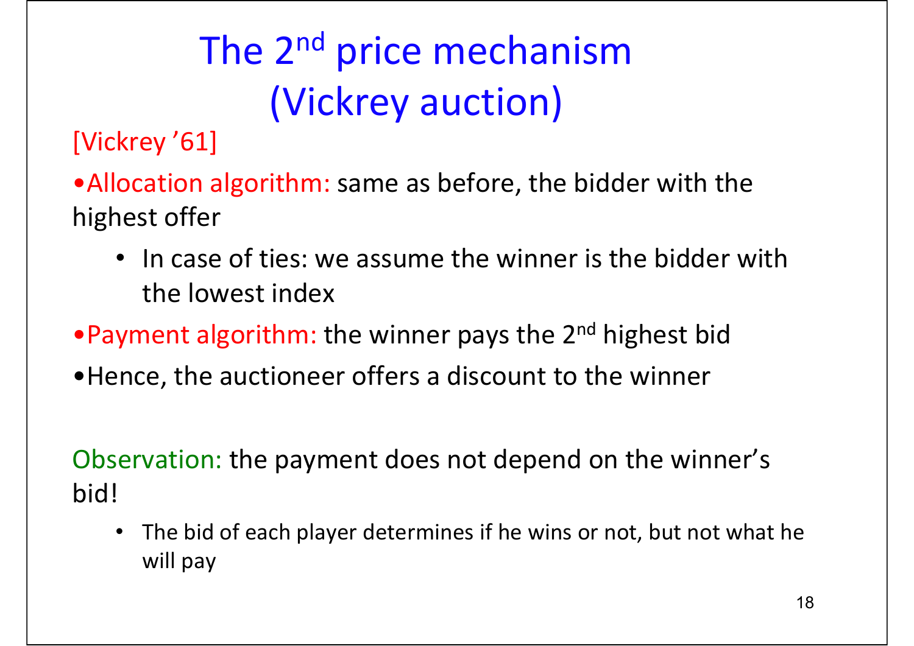# The $2^{nd}$ price mechanism (Vickrey auction)

[Vickrey '61]

- Allocation algorithm: same as before, the bidder with the highest offer
  - In case of ties: we assume the winner is the bidder with the lowest index
- Payment algorithm: the winner pays the $2^{nd}$ highest bid
- Hence, the auctioneer offers a discount to the winner

Observation: the payment does not depend on the winner's bid!

- The bid of each player determines if he wins or not, but not what he will pay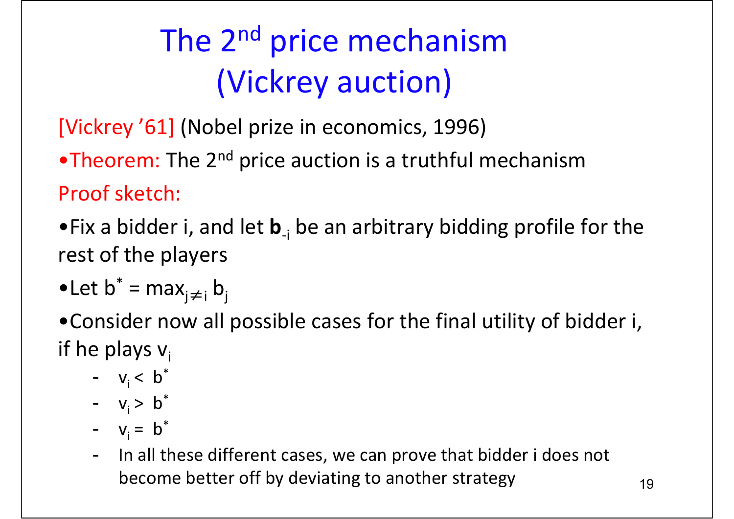# The 2nd price mechanism (Vickrey auction)

[Vickrey '61] (Nobel prize in economics, 1996)

- Theorem: The 2nd price auction is a truthful mechanism

Proof sketch:

- Fix a bidder i, and let $\mathbf{b}_{-i}$ be an arbitrary bidding profile for the rest of the players
- Let $b^* = \max_{j \neq i} b_j$
- Consider now all possible cases for the final utility of bidder i, if he plays $v_i$
  - $v_i < b^*$
  - $v_i > b^*$
  - $v_i = b^*$
  - In all these different cases, we can prove that bidder i does not become better off by deviating to another strategy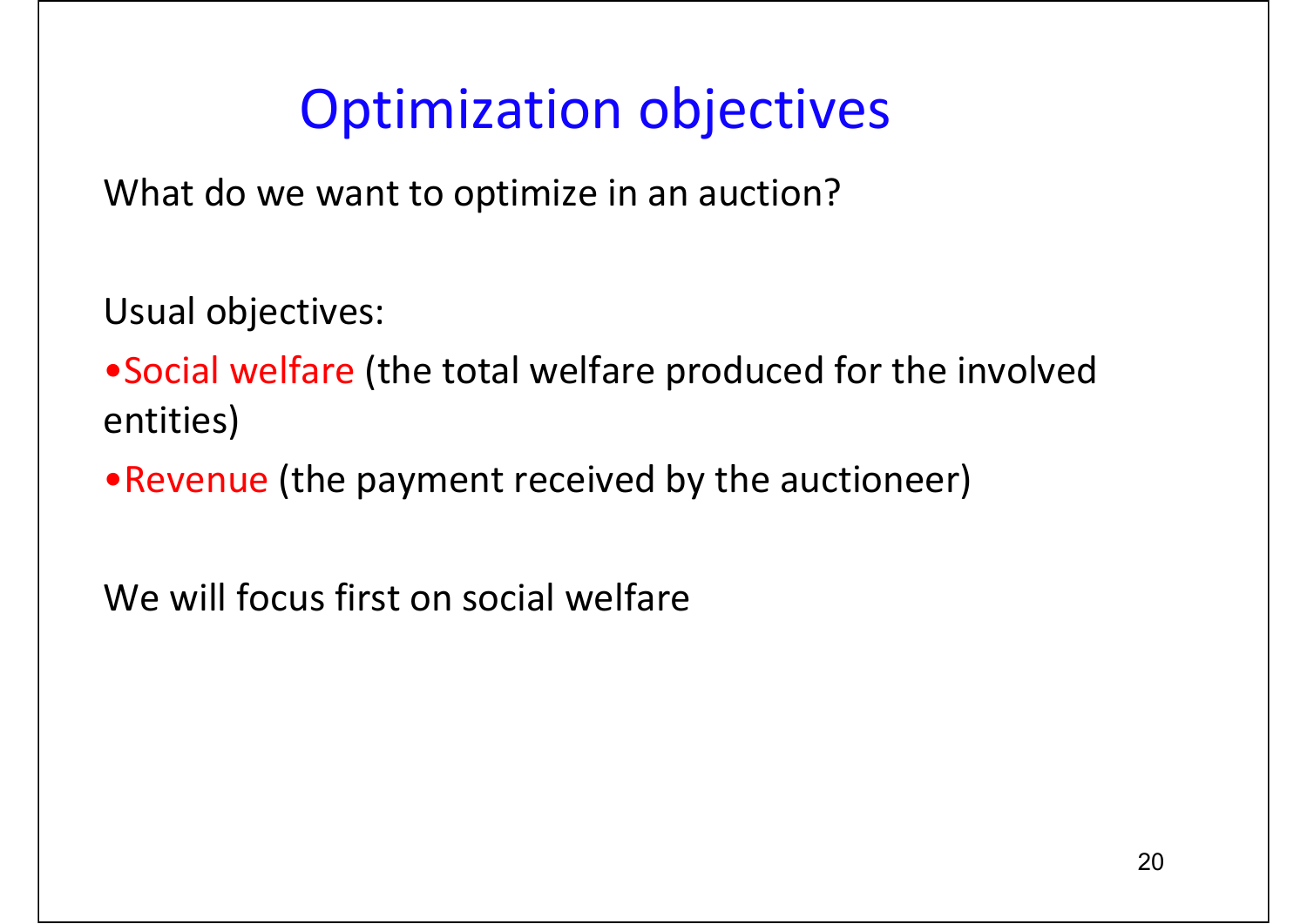# Optimization objectives

What do we want to optimize in an auction?

Usual objectives:

- Social welfare (the total welfare produced for the involved entities)
- Revenue (the payment received by the auctioneer)

We will focus first on social welfare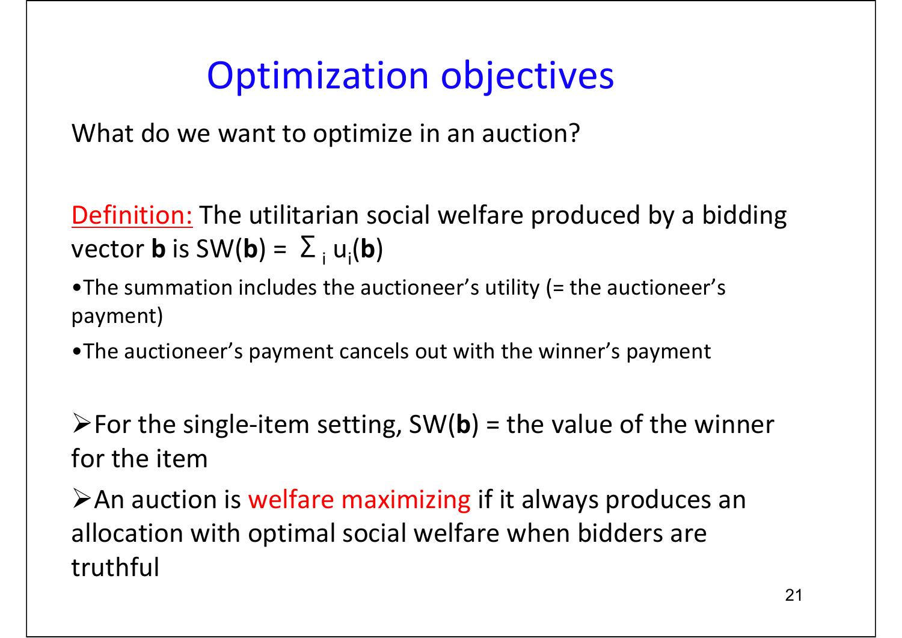# Optimization objectives

What do we want to optimize in an auction?

<u>Definition:</u> The utilitarian social welfare produced by a bidding vector **b** is SW(**b**) = $\sum_i u_i(\mathbf{b})$

- The summation includes the auctioneer's utility (= the auctioneer's payment)
- The auctioneer's payment cancels out with the winner's payment

➢ For the single-item setting, SW(**b**) = the value of the winner for the item

➢ An auction is welfare maximizing if it always produces an allocation with optimal social welfare when bidders are truthful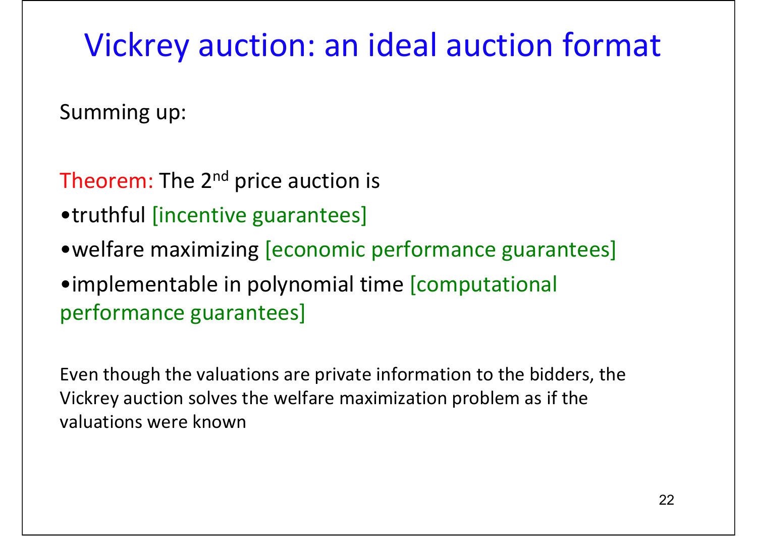# Vickrey auction: an ideal auction format

Summing up:

Theorem: The 2nd price auction is

- truthful [incentive guarantees]
- welfare maximizing [economic performance guarantees]
- implementable in polynomial time [computational performance guarantees]

Even though the valuations are private information to the bidders, the Vickrey auction solves the welfare maximization problem as if the valuations were known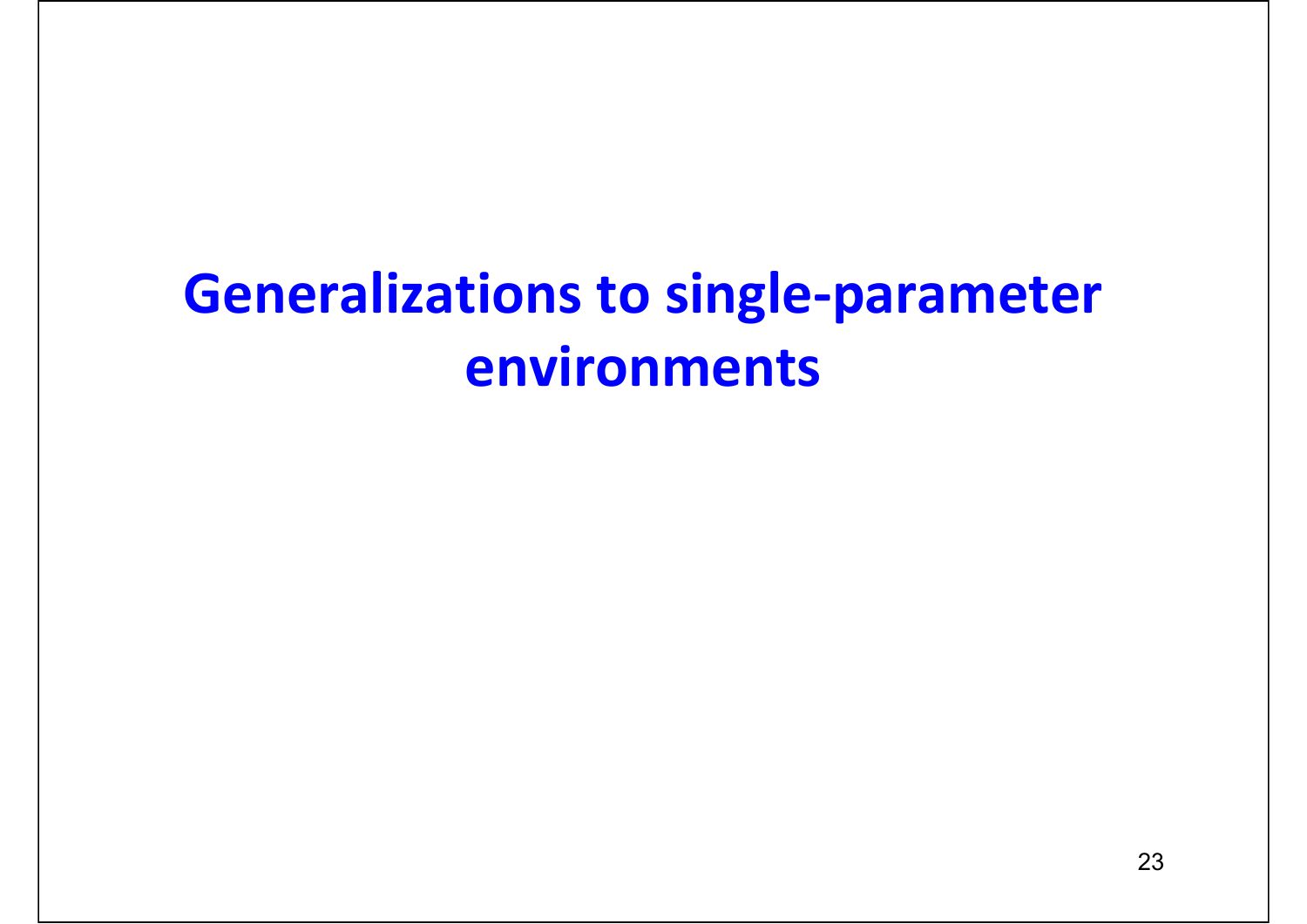# Generalizations to single-parameter environments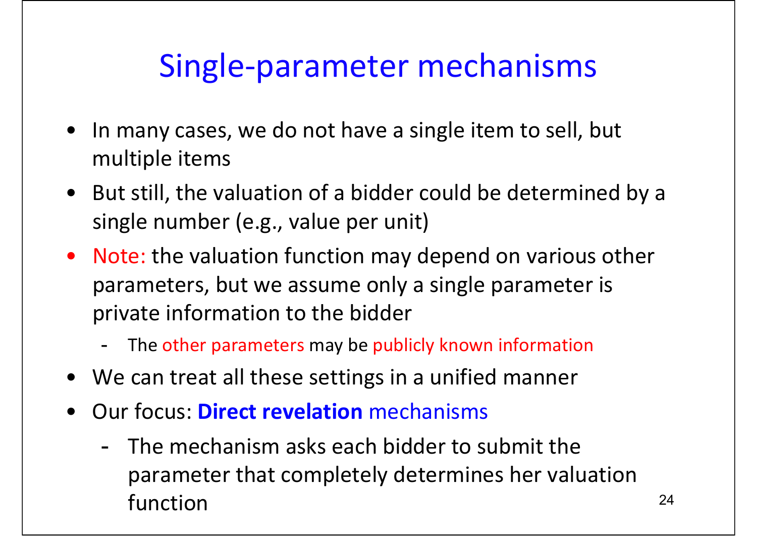# Single-parameter mechanisms

- In many cases, we do not have a single item to sell, but multiple items
- But still, the valuation of a bidder could be determined by a single number (e.g., value per unit)
- Note: the valuation function may depend on various other parameters, but we assume only a single parameter is private information to the bidder
  - The other parameters may be publicly known information
- We can treat all these settings in a unified manner
- Our focus: **Direct revelation** mechanisms
  - The mechanism asks each bidder to submit the parameter that completely determines her valuation function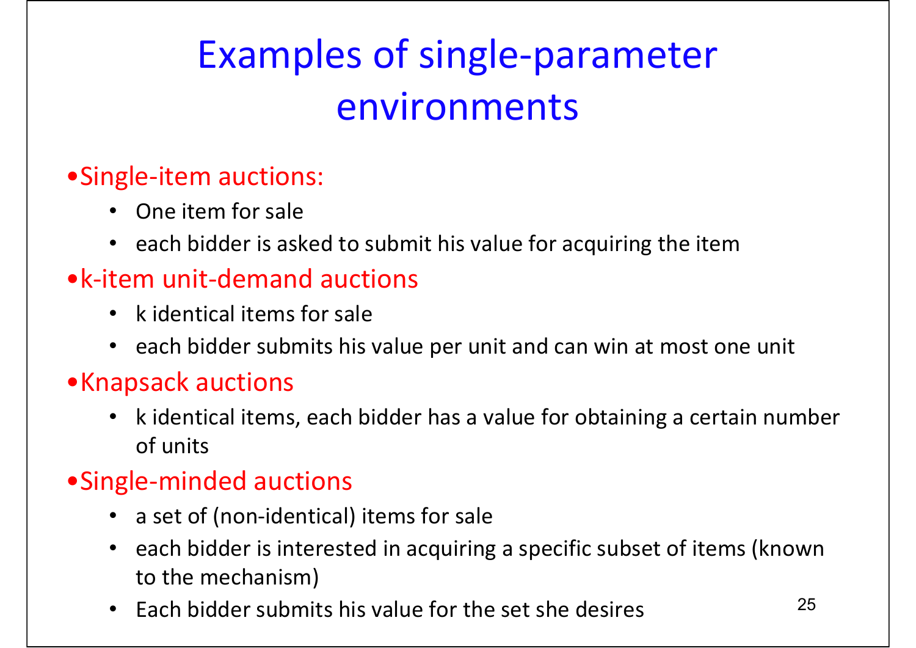# Examples of single-parameter environments

- Single-item auctions:
  - One item for sale
  - each bidder is asked to submit his value for acquiring the item
- k-item unit-demand auctions
  - k identical items for sale
  - each bidder submits his value per unit and can win at most one unit
- Knapsack auctions
  - k identical items, each bidder has a value for obtaining a certain number of units
- Single-minded auctions
  - a set of (non-identical) items for sale
  - each bidder is interested in acquiring a specific subset of items (known to the mechanism)
  - Each bidder submits his value for the set she desires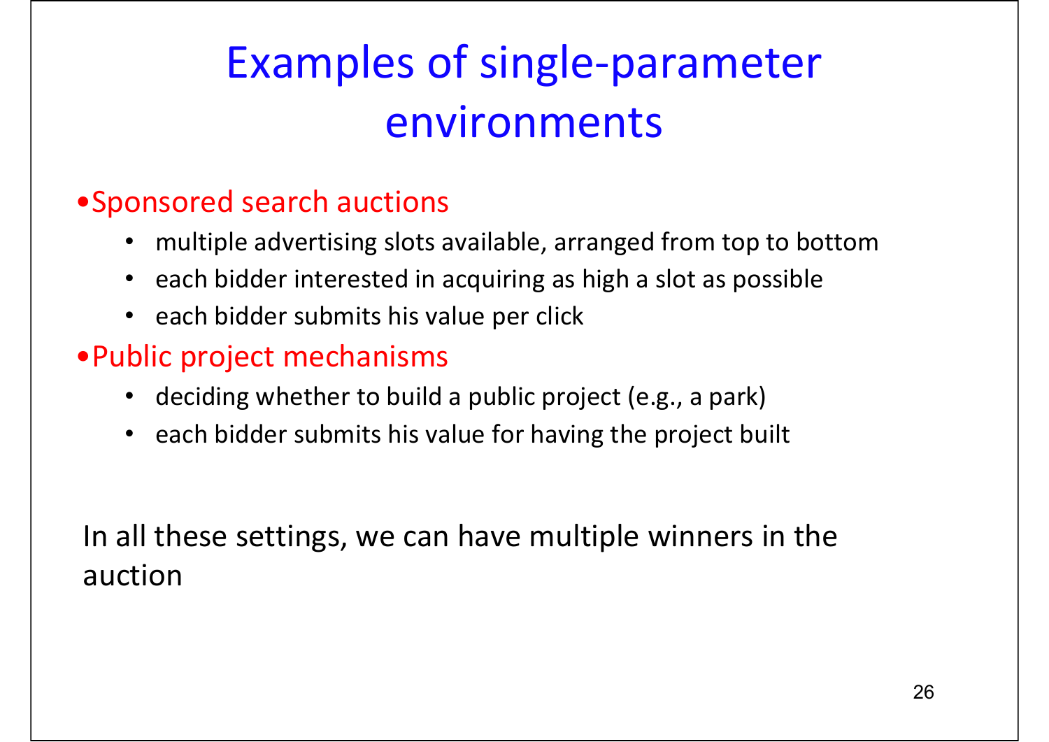# Examples of single-parameter environments

- Sponsored search auctions
  - multiple advertising slots available, arranged from top to bottom
  - each bidder interested in acquiring as high a slot as possible
  - each bidder submits his value per click
- Public project mechanisms
  - deciding whether to build a public project (e.g., a park)
  - each bidder submits his value for having the project built

In all these settings, we can have multiple winners in the auction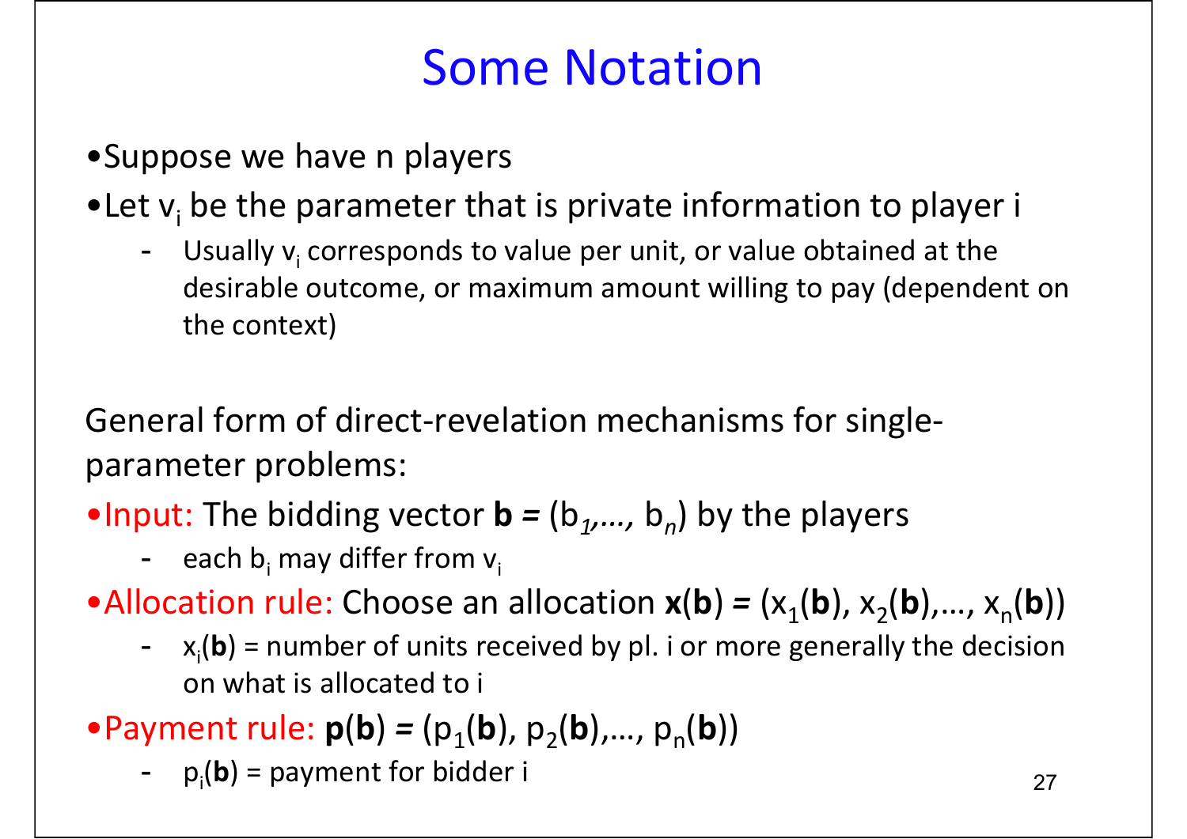# Some Notation

- Suppose we have n players
- Let $v_i$ be the parameter that is private information to player i
  - Usually $v_i$ corresponds to value per unit, or value obtained at the desirable outcome, or maximum amount willing to pay (dependent on the context)

General form of direct-revelation mechanisms for single-parameter problems:

- Input: The bidding vector $\mathbf{b} = (b_1, \ldots, b_n)$ by the players
  - each $b_i$ may differ from $v_i$
- Allocation rule: Choose an allocation $\mathbf{x}(\mathbf{b}) = (x_1(\mathbf{b}), x_2(\mathbf{b}), \ldots, x_n(\mathbf{b}))$
  - $x_i(\mathbf{b})$ = number of units received by pl. i or more generally the decision on what is allocated to i
- Payment rule: $\mathbf{p}(\mathbf{b}) = (p_1(\mathbf{b}), p_2(\mathbf{b}), \ldots, p_n(\mathbf{b}))$
  - $p_i(\mathbf{b})$ = payment for bidder i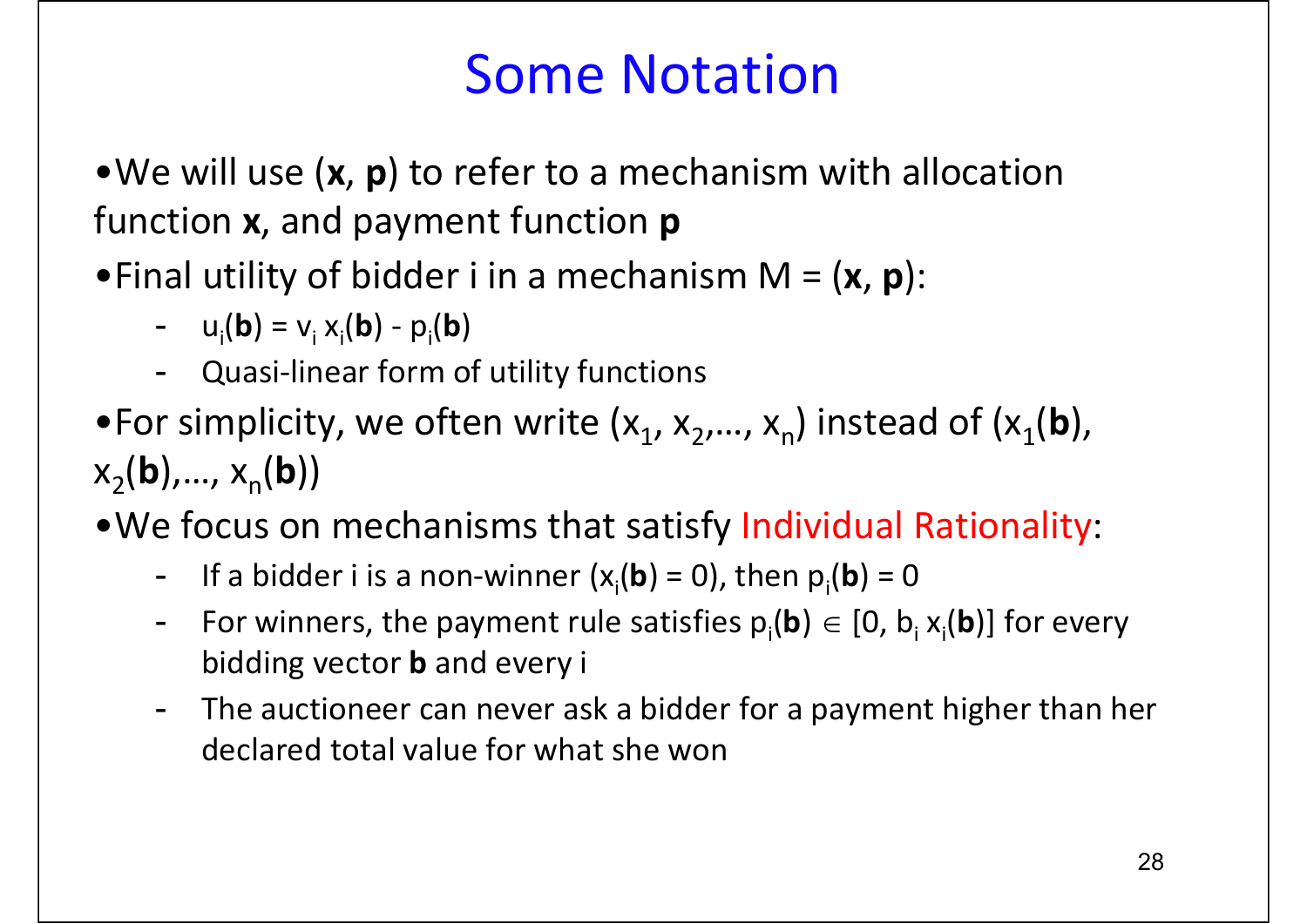# Some Notation

- We will use ($\mathbf{x}$, $\mathbf{p}$) to refer to a mechanism with allocation function $\mathbf{x}$, and payment function $\mathbf{p}$
- Final utility of bidder i in a mechanism M = ($\mathbf{x}$, $\mathbf{p}$):
  - $u_i(\mathbf{b}) = v_i\, x_i(\mathbf{b}) - p_i(\mathbf{b})$
  - Quasi-linear form of utility functions
- For simplicity, we often write ($x_1$, $x_2$,…, $x_n$) instead of ($x_1(\mathbf{b})$, $x_2(\mathbf{b})$,…, $x_n(\mathbf{b})$)
- We focus on mechanisms that satisfy Individual Rationality:
  - If a bidder i is a non-winner ($x_i(\mathbf{b}) = 0$), then $p_i(\mathbf{b}) = 0$
  - For winners, the payment rule satisfies $p_i(\mathbf{b}) \in [0, b_i\, x_i(\mathbf{b})]$ for every bidding vector $\mathbf{b}$ and every i
  - The auctioneer can never ask a bidder for a payment higher than her declared total value for what she won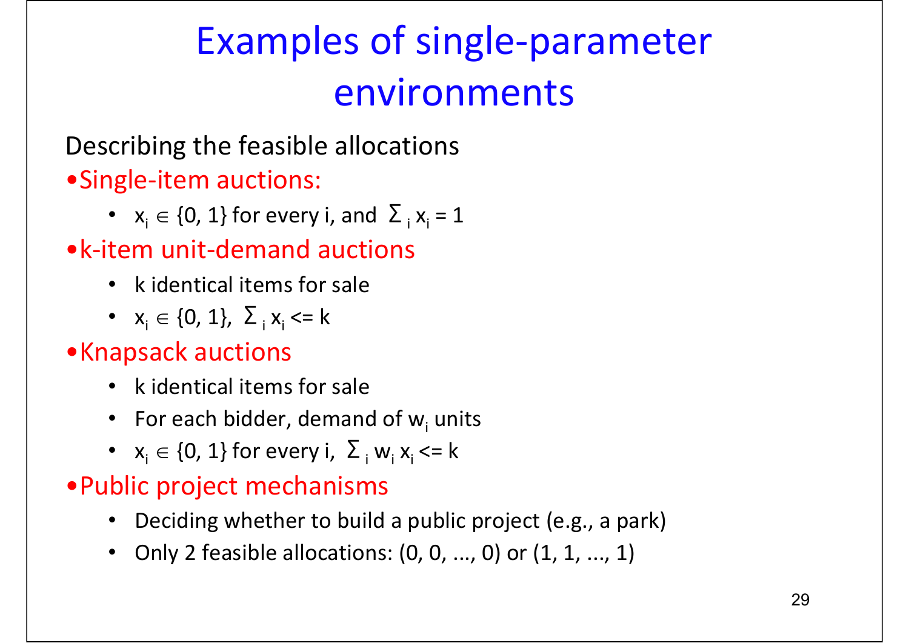# Examples of single-parameter environments

Describing the feasible allocations

- **Single-item auctions:**
  - $x_i \in \{0, 1\}$ for every i, and $\Sigma_i x_i = 1$
- **k-item unit-demand auctions**
  - k identical items for sale
  - $x_i \in \{0, 1\}$, $\Sigma_i x_i <= k$
- **Knapsack auctions**
  - k identical items for sale
  - For each bidder, demand of $w_i$ units
  - $x_i \in \{0, 1\}$ for every i, $\Sigma_i w_i x_i <= k$
- **Public project mechanisms**
  - Deciding whether to build a public project (e.g., a park)
  - Only 2 feasible allocations: (0, 0, ..., 0) or (1, 1, ..., 1)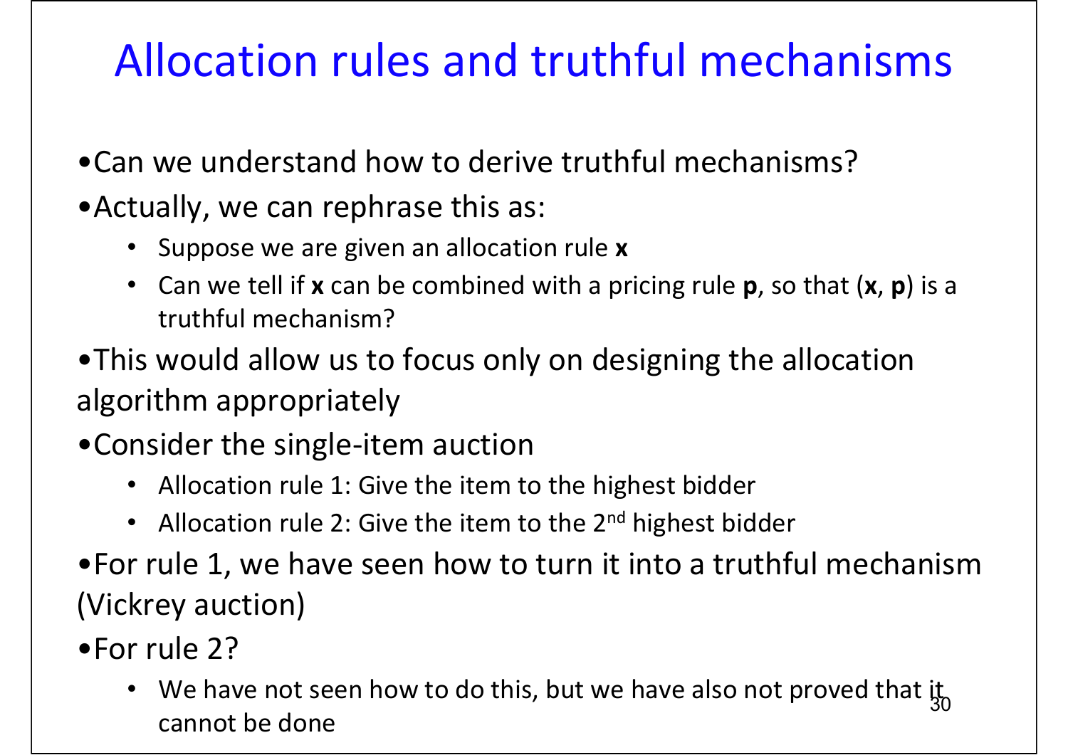# Allocation rules and truthful mechanisms

- Can we understand how to derive truthful mechanisms?
- Actually, we can rephrase this as:
  - Suppose we are given an allocation rule **x**
  - Can we tell if **x** can be combined with a pricing rule **p**, so that (**x**, **p**) is a truthful mechanism?
- This would allow us to focus only on designing the allocation algorithm appropriately
- Consider the single-item auction
  - Allocation rule 1: Give the item to the highest bidder
  - Allocation rule 2: Give the item to the 2$^{nd}$ highest bidder
- For rule 1, we have seen how to turn it into a truthful mechanism (Vickrey auction)
- For rule 2?
  - We have not seen how to do this, but we have also not proved that it cannot be done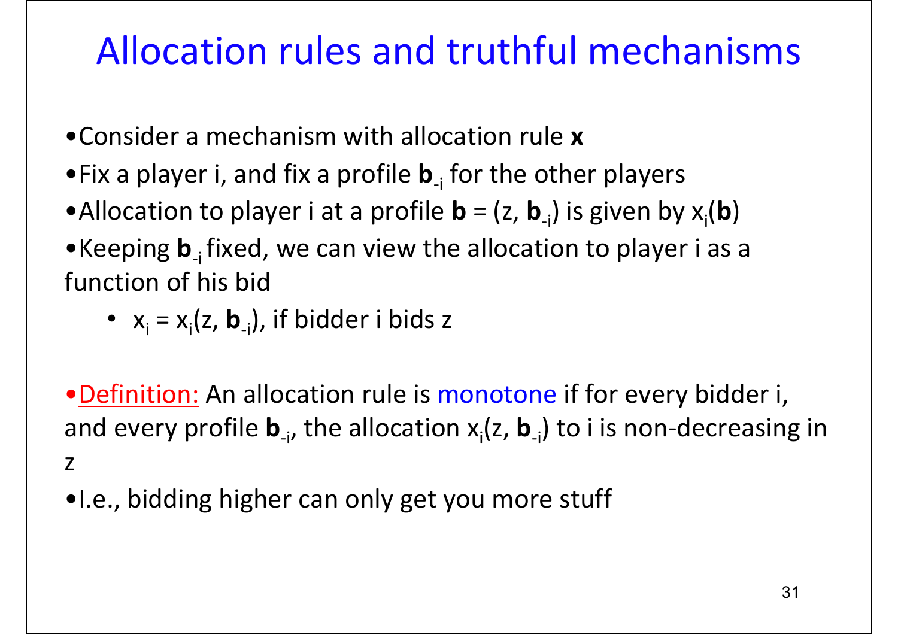# Allocation rules and truthful mechanisms

- Consider a mechanism with allocation rule $\mathbf{x}$
- Fix a player i, and fix a profile $\mathbf{b}_{-i}$ for the other players
- Allocation to player i at a profile $\mathbf{b} = (z, \mathbf{b}_{-i})$ is given by $x_i(\mathbf{b})$
- Keeping $\mathbf{b}_{-i}$ fixed, we can view the allocation to player i as a function of his bid
    - $x_i = x_i(z, \mathbf{b}_{-i})$, if bidder i bids z

- <u>Definition:</u> An allocation rule is monotone if for every bidder i, and every profile $\mathbf{b}_{-i}$, the allocation $x_i(z, \mathbf{b}_{-i})$ to i is non-decreasing in z
- I.e., bidding higher can only get you more stuff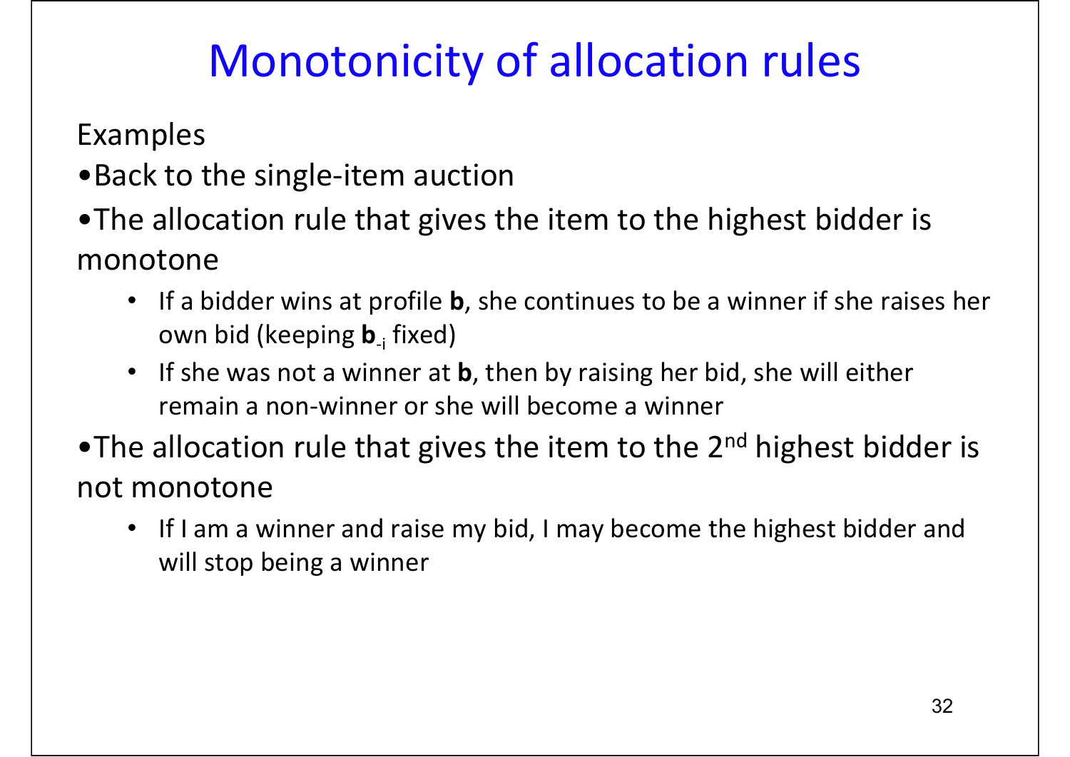# Monotonicity of allocation rules

Examples

- Back to the single-item auction
- The allocation rule that gives the item to the highest bidder is monotone
  - If a bidder wins at profile **b**, she continues to be a winner if she raises her own bid (keeping $\mathbf{b}_{-i}$ fixed)
  - If she was not a winner at **b**, then by raising her bid, she will either remain a non-winner or she will become a winner
- The allocation rule that gives the item to the 2nd highest bidder is not monotone
  - If I am a winner and raise my bid, I may become the highest bidder and will stop being a winner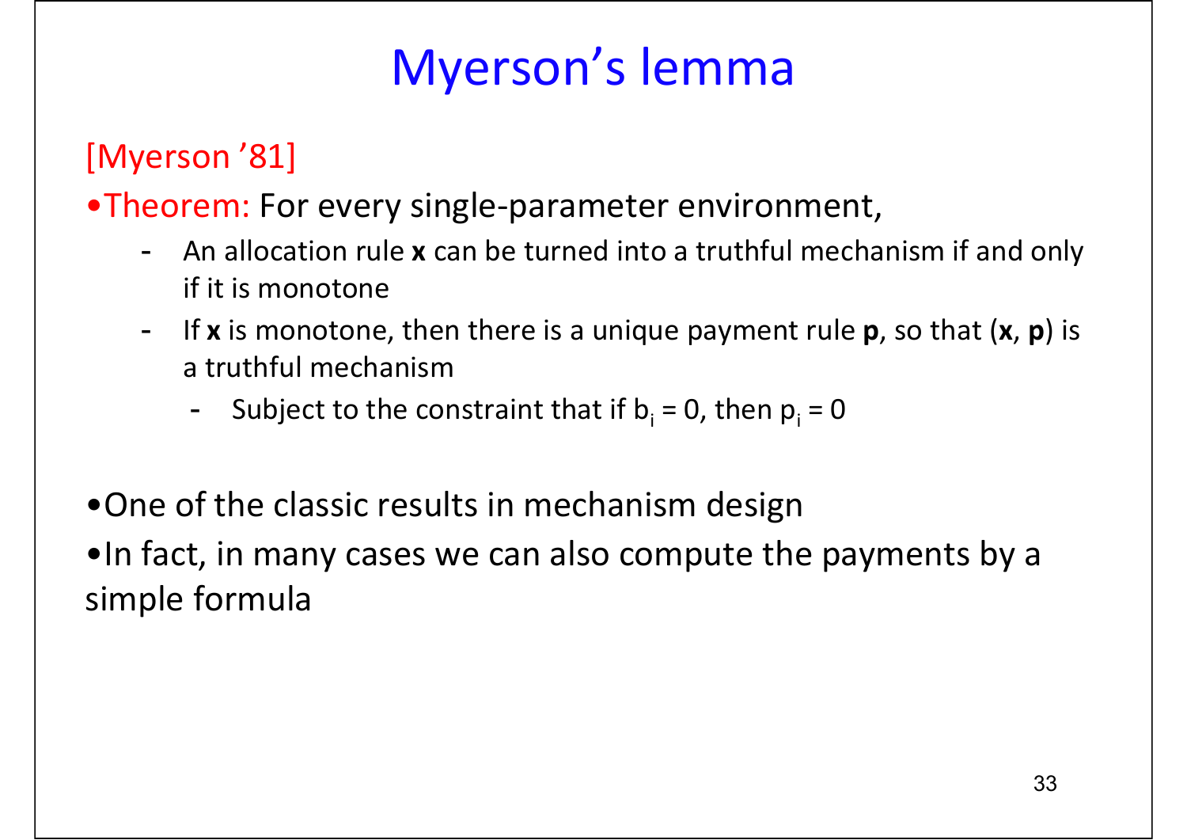# Myerson's lemma

[Myerson '81]

- Theorem: For every single-parameter environment,
  - An allocation rule **x** can be turned into a truthful mechanism if and only if it is monotone
  - If **x** is monotone, then there is a unique payment rule **p**, so that (**x**, **p**) is a truthful mechanism
    - Subject to the constraint that if $b_i = 0$, then $p_i = 0$

- One of the classic results in mechanism design
- In fact, in many cases we can also compute the payments by a simple formula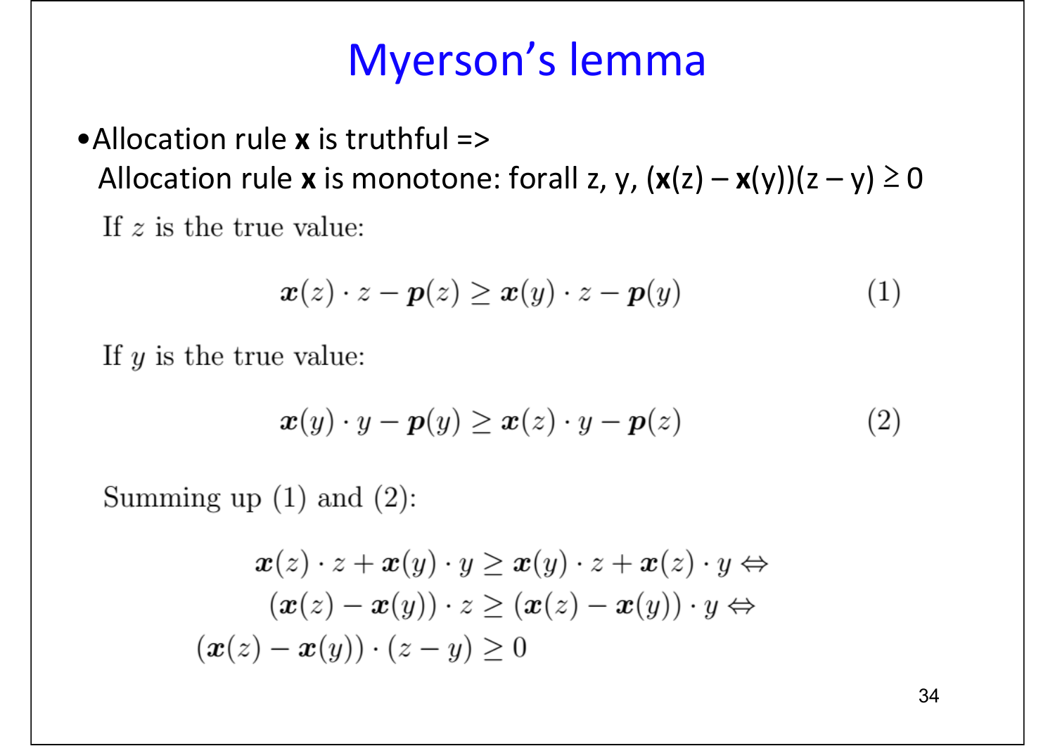# Myerson's lemma

- Allocation rule **x** is truthful =>
  Allocation rule **x** is monotone: forall z, y, $(\boldsymbol{x}(z) - \boldsymbol{x}(y))(z - y) \geq 0$

If $z$ is the true value:

$$\boldsymbol{x}(z) \cdot z - \boldsymbol{p}(z) \geq \boldsymbol{x}(y) \cdot z - \boldsymbol{p}(y) \tag{1}$$

If $y$ is the true value:

$$\boldsymbol{x}(y) \cdot y - \boldsymbol{p}(y) \geq \boldsymbol{x}(z) \cdot y - \boldsymbol{p}(z) \tag{2}$$

Summing up (1) and (2):

$$\begin{aligned}
\boldsymbol{x}(z) \cdot z + \boldsymbol{x}(y) \cdot y \geq \boldsymbol{x}(y) \cdot z + \boldsymbol{x}(z) \cdot y \Leftrightarrow \\
(\boldsymbol{x}(z) - \boldsymbol{x}(y)) \cdot z \geq (\boldsymbol{x}(z) - \boldsymbol{x}(y)) \cdot y \Leftrightarrow \\
(\boldsymbol{x}(z) - \boldsymbol{x}(y)) \cdot (z - y) \geq 0
\end{aligned}$$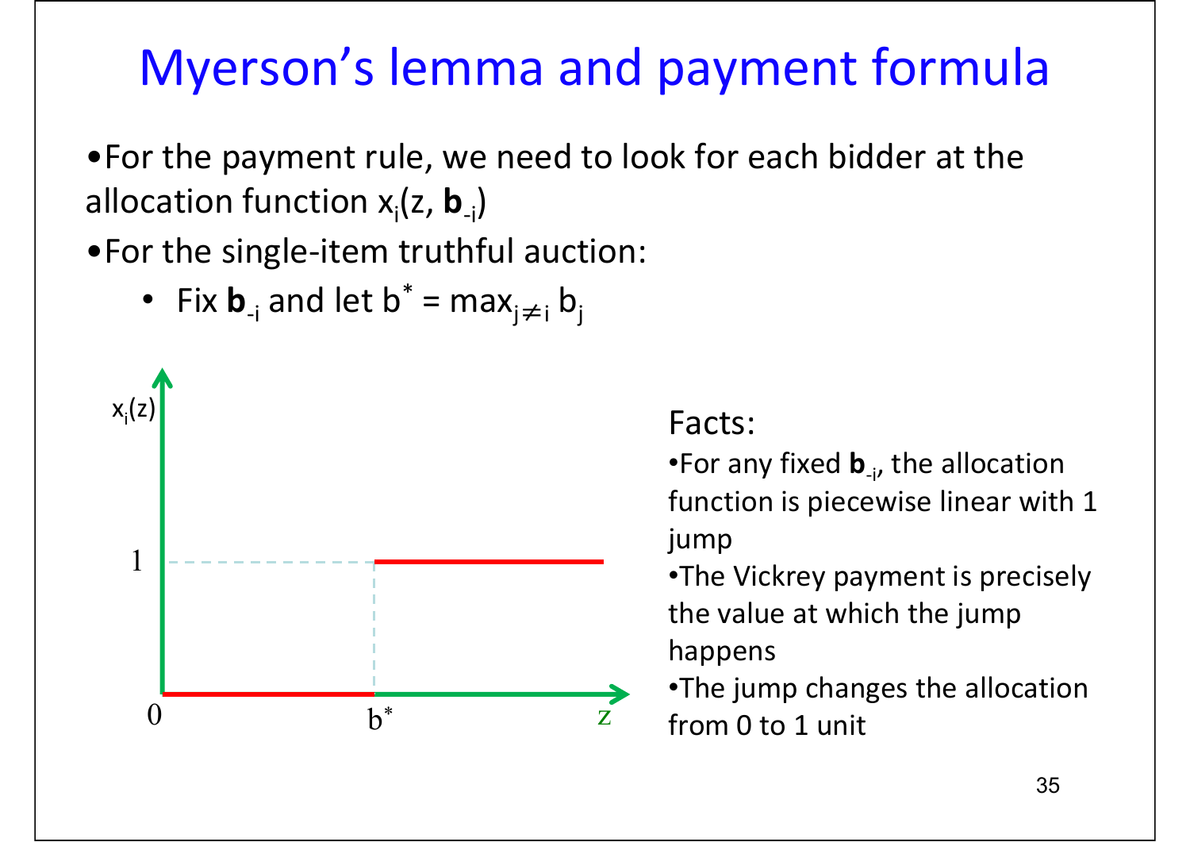# Myerson's lemma and payment formula

- For the payment rule, we need to look for each bidder at the allocation function $x_i(z, \mathbf{b}_{-i})$
- For the single-item truthful auction:
  - Fix $\mathbf{b}_{-i}$ and let $b^* = \max_{j \neq i} b_j$

Facts:

- For any fixed $\mathbf{b}_{-i}$, the allocation function is piecewise linear with 1 jump
- The Vickrey payment is precisely the value at which the jump happens
- The jump changes the allocation from 0 to 1 unit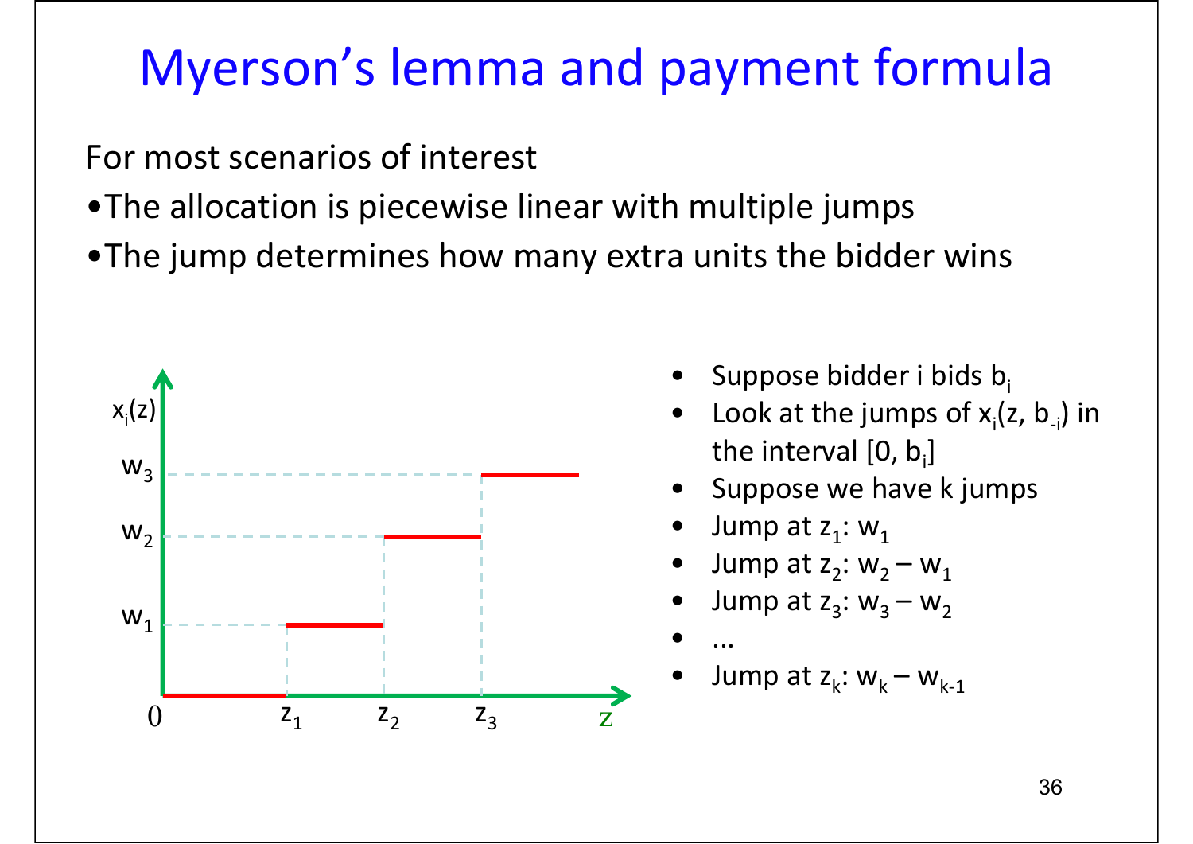# Myerson's lemma and payment formula

For most scenarios of interest

- The allocation is piecewise linear with multiple jumps
- The jump determines how many extra units the bidder wins

- Suppose bidder i bids $b_i$
- Look at the jumps of $x_i(z, b_{-i})$ in the interval $[0, b_i]$
- Suppose we have k jumps
- Jump at $z_1$: $w_1$
- Jump at $z_2$: $w_2 - w_1$
- Jump at $z_3$: $w_3 - w_2$
- ...
- Jump at $z_k$: $w_k - w_{k-1}$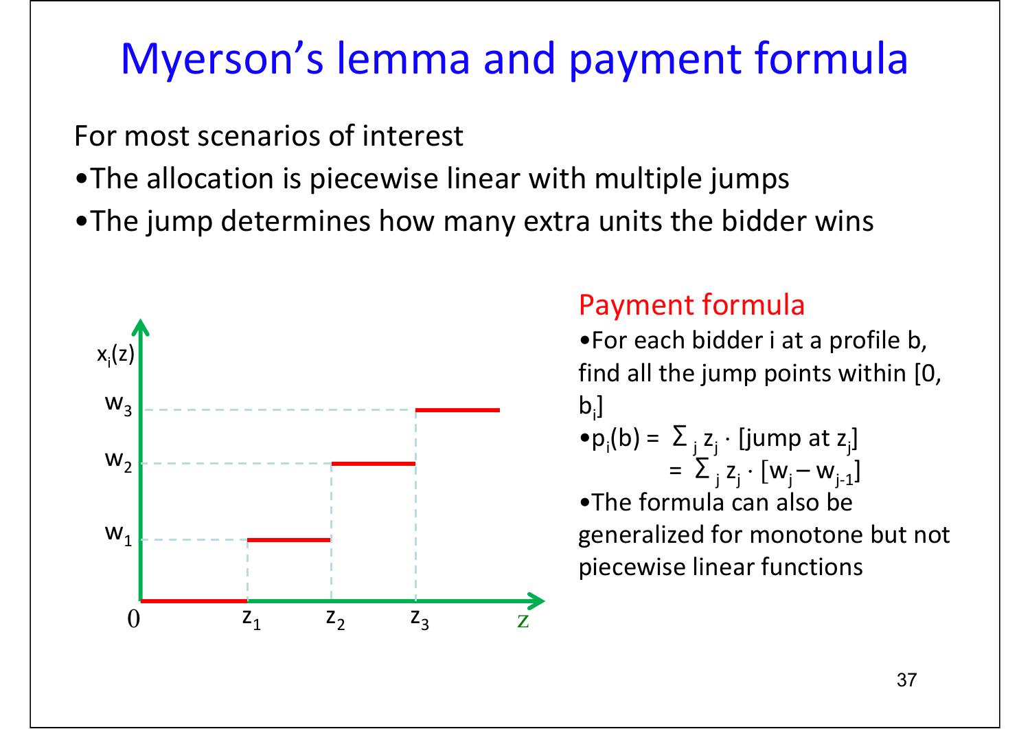# Myerson's lemma and payment formula

For most scenarios of interest

- The allocation is piecewise linear with multiple jumps
- The jump determines how many extra units the bidder wins

## Payment formula

- For each bidder i at a profile b, find all the jump points within $[0, b_i]$
- $p_i(b) = \sum_j z_j \cdot [\text{jump at } z_j]$
  $= \sum_j z_j \cdot [w_j - w_{j-1}]$
- The formula can also be generalized for monotone but not piecewise linear functions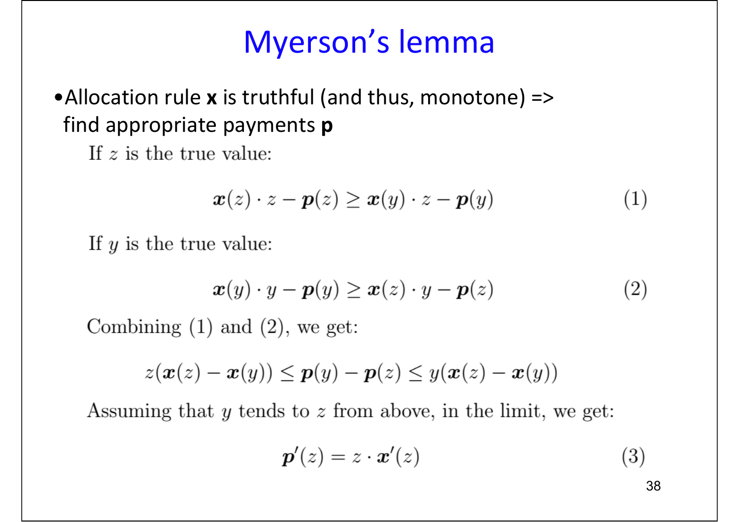# Myerson's lemma

- Allocation rule **x** is truthful (and thus, monotone) => find appropriate payments **p**

If $z$ is the true value:

$$\boldsymbol{x}(z) \cdot z - \boldsymbol{p}(z) \geq \boldsymbol{x}(y) \cdot z - \boldsymbol{p}(y) \tag{1}$$

If $y$ is the true value:

$$\boldsymbol{x}(y) \cdot y - \boldsymbol{p}(y) \geq \boldsymbol{x}(z) \cdot y - \boldsymbol{p}(z) \tag{2}$$

Combining (1) and (2), we get:

$$z(\boldsymbol{x}(z) - \boldsymbol{x}(y)) \leq \boldsymbol{p}(y) - \boldsymbol{p}(z) \leq y(\boldsymbol{x}(z) - \boldsymbol{x}(y))$$

Assuming that $y$ tends to $z$ from above, in the limit, we get:

$$\boldsymbol{p}'(z) = z \cdot \boldsymbol{x}'(z) \tag{3}$$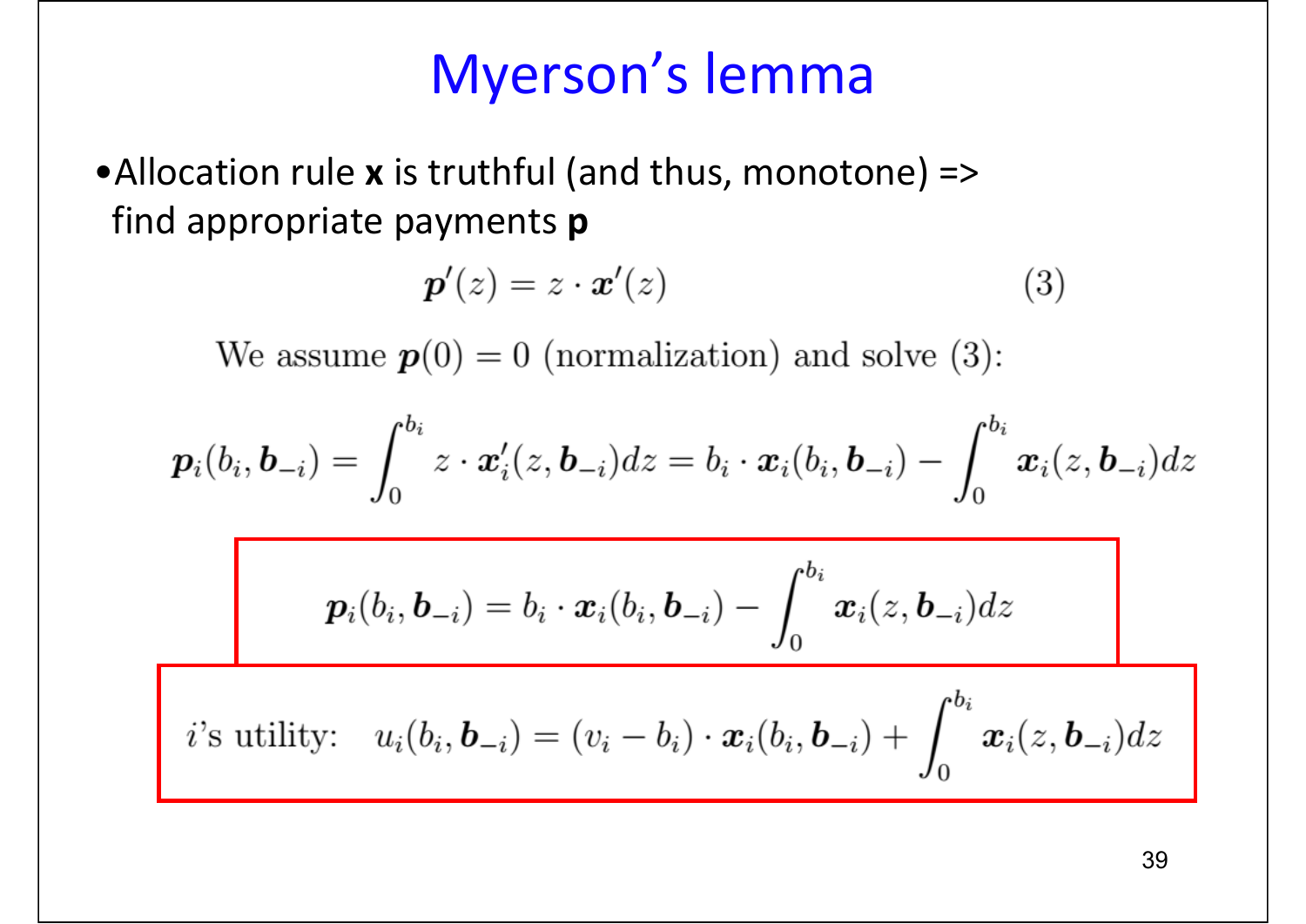# Myerson's lemma

- Allocation rule **x** is truthful (and thus, monotone) => find appropriate payments **p**

$$\boldsymbol{p}'(z) = z \cdot \boldsymbol{x}'(z) \qquad (3)$$

We assume $\boldsymbol{p}(0) = 0$ (normalization) and solve (3):

$$\boldsymbol{p}_i(b_i, \boldsymbol{b}_{-i}) = \int_0^{b_i} z \cdot \boldsymbol{x}_i'(z, \boldsymbol{b}_{-i}) dz = b_i \cdot \boldsymbol{x}_i(b_i, \boldsymbol{b}_{-i}) - \int_0^{b_i} \boldsymbol{x}_i(z, \boldsymbol{b}_{-i}) dz$$

$$\boldsymbol{p}_i(b_i, \boldsymbol{b}_{-i}) = b_i \cdot \boldsymbol{x}_i(b_i, \boldsymbol{b}_{-i}) - \int_0^{b_i} \boldsymbol{x}_i(z, \boldsymbol{b}_{-i}) dz$$

$i$'s utility: $\quad u_i(b_i, \boldsymbol{b}_{-i}) = (v_i - b_i) \cdot \boldsymbol{x}_i(b_i, \boldsymbol{b}_{-i}) + \int_0^{b_i} \boldsymbol{x}_i(z, \boldsymbol{b}_{-i}) dz$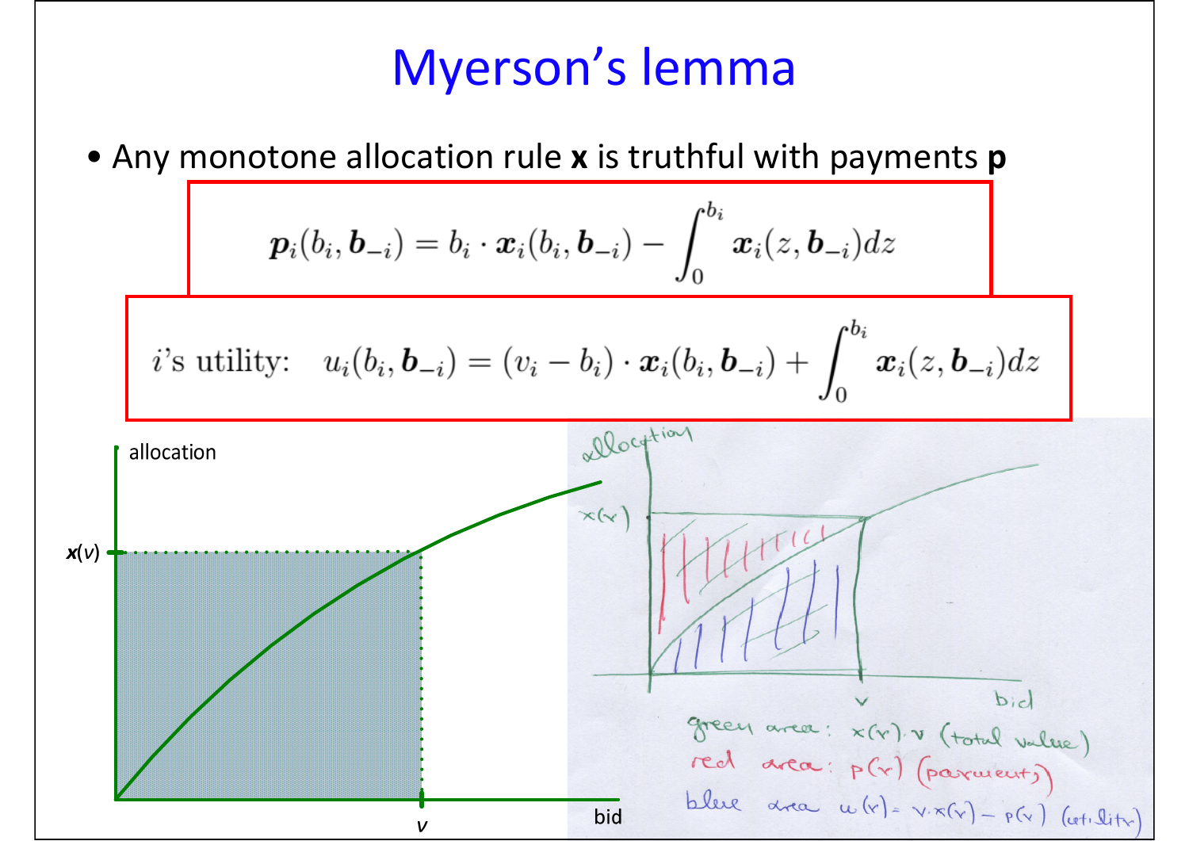# Myerson's lemma

- Any monotone allocation rule **x** is truthful with payments **p**

$$\boldsymbol{p}_i(b_i, \boldsymbol{b}_{-i}) = b_i \cdot \boldsymbol{x}_i(b_i, \boldsymbol{b}_{-i}) - \int_0^{b_i} \boldsymbol{x}_i(z, \boldsymbol{b}_{-i}) dz$$

$$i\text{'s utility:} \quad u_i(b_i, \boldsymbol{b}_{-i}) = (v_i - b_i) \cdot \boldsymbol{x}_i(b_i, \boldsymbol{b}_{-i}) + \int_0^{b_i} \boldsymbol{x}_i(z, \boldsymbol{b}_{-i}) dz$$

allocation

$\boldsymbol{x}(v)$

$v$

bid

allocation

$x(v)$

$v$

bid

green area: $x(v) \cdot v$ (total value)

red area: $p(v)$ (payment)

blue area: $u(v) = v \cdot x(v) - p(v)$ (utility)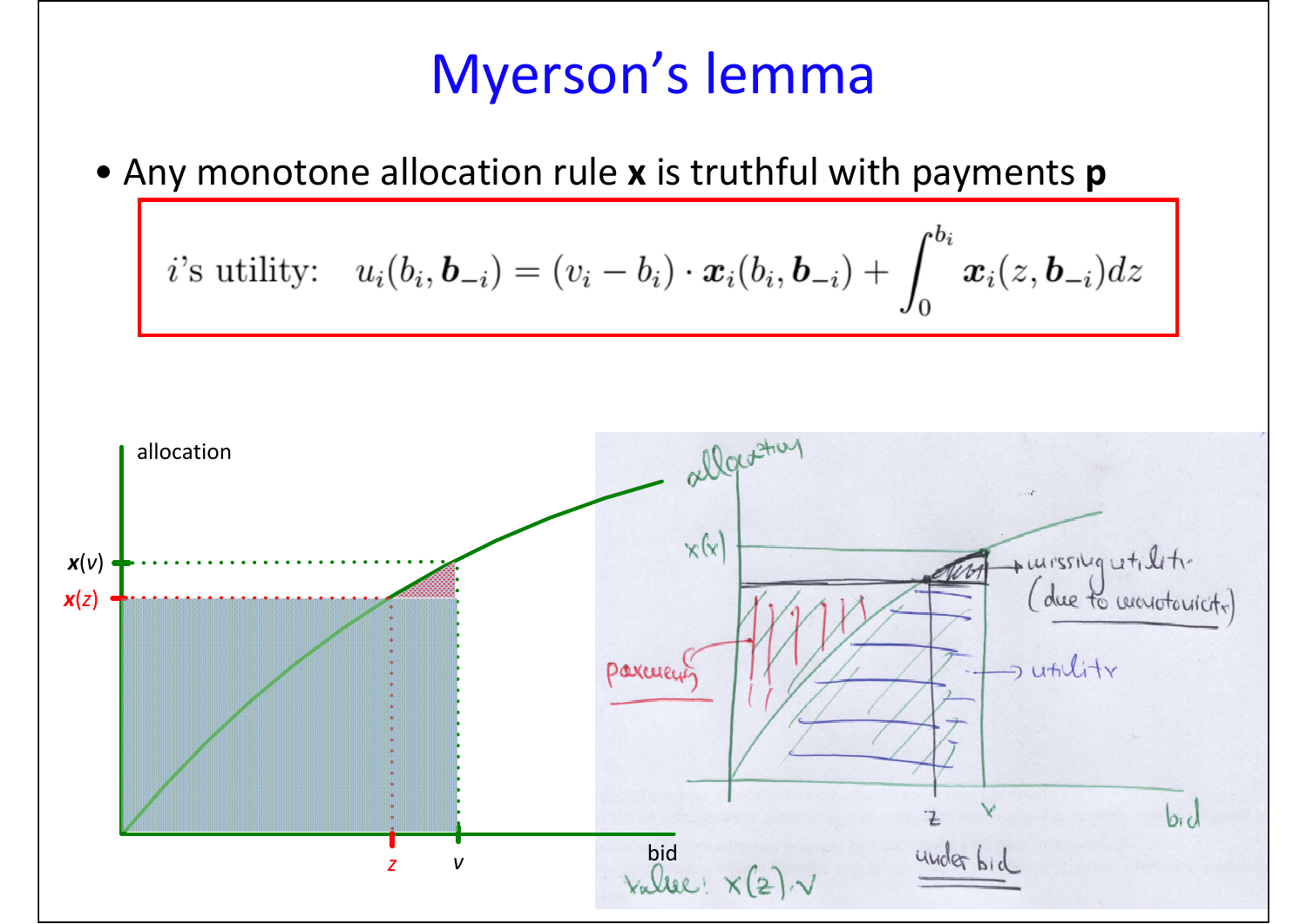# Myerson's lemma

- Any monotone allocation rule **x** is truthful with payments **p**

$$i\text{'s utility:} \quad u_i(b_i, \boldsymbol{b}_{-i}) = (v_i - b_i) \cdot \boldsymbol{x}_i(b_i, \boldsymbol{b}_{-i}) + \int_0^{b_i} \boldsymbol{x}_i(z, \boldsymbol{b}_{-i}) dz$$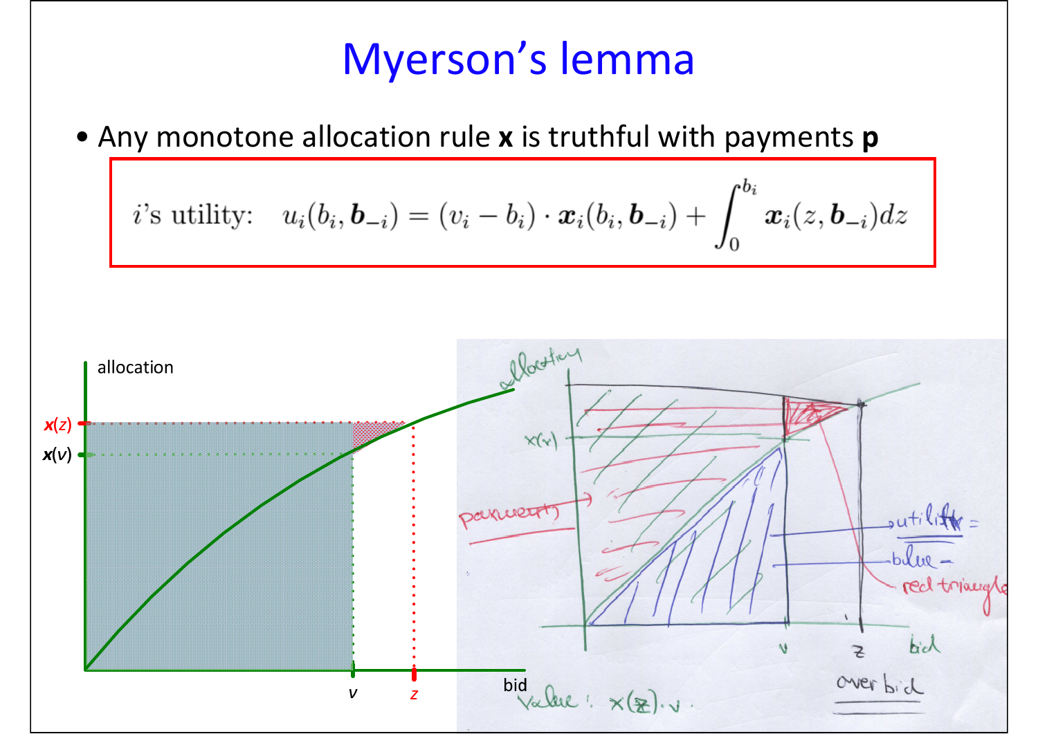# Myerson's lemma

- Any monotone allocation rule **x** is truthful with payments **p**

$$i\text{'s utility:} \quad u_i(b_i, \boldsymbol{b}_{-i}) = (v_i - b_i) \cdot \boldsymbol{x}_i(b_i, \boldsymbol{b}_{-i}) + \int_0^{b_i} \boldsymbol{x}_i(z, \boldsymbol{b}_{-i}) dz$$

allocation

$\boldsymbol{x}(z)$

$\boldsymbol{x}(v)$

$v$ $z$ bid

allocation

$x(v)$

payment

utility = blue − red triangle

$v$ $z$ bid

over bid

value: $x(z) \cdot v$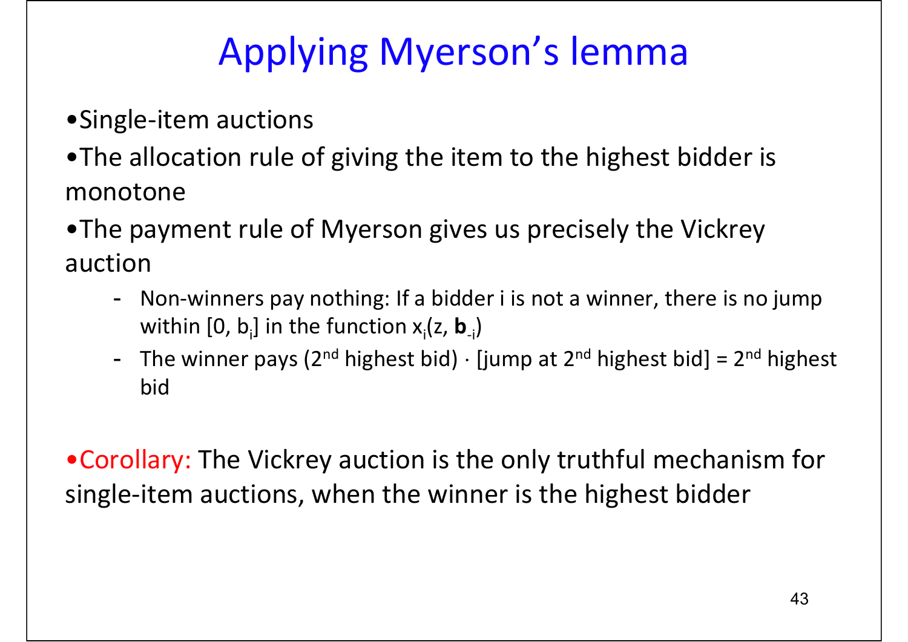# Applying Myerson's lemma

- Single-item auctions
- The allocation rule of giving the item to the highest bidder is monotone
- The payment rule of Myerson gives us precisely the Vickrey auction
  - Non-winners pay nothing: If a bidder i is not a winner, there is no jump within $[0, b_i]$ in the function $x_i(z, \mathbf{b}_{-i})$
  - The winner pays ($2^{nd}$ highest bid) $\cdot$ [jump at $2^{nd}$ highest bid] = $2^{nd}$ highest bid

- Corollary: The Vickrey auction is the only truthful mechanism for single-item auctions, when the winner is the highest bidder